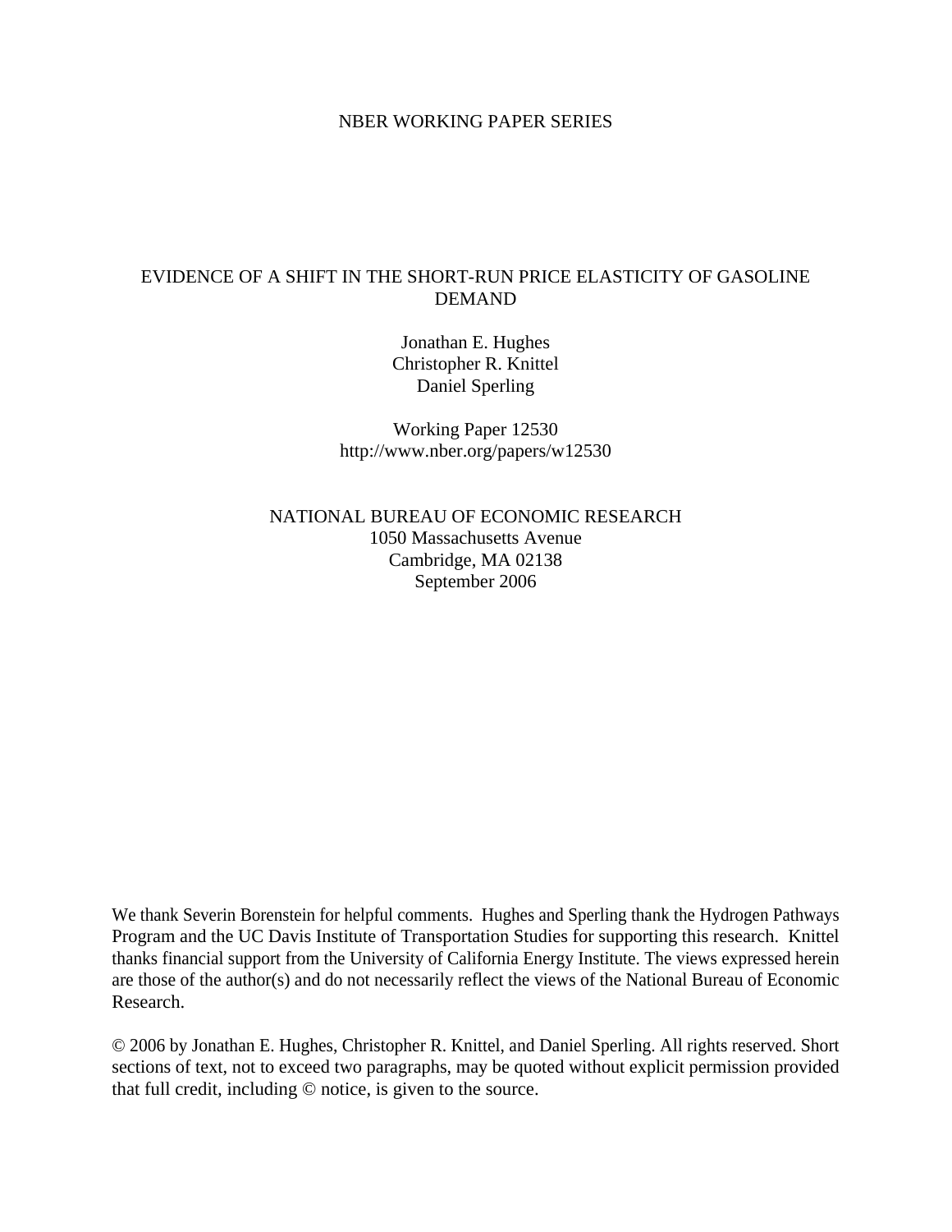NBER WORKING PAPER SERIES

# EVIDENCE OF A SHIFT IN THE SHORT-RUN PRICE ELASTICITY OF GASOLINE DEMAND

Jonathan E. Hughes
Christopher R. Knittel
Daniel Sperling

Working Paper 12530
http://www.nber.org/papers/w12530

NATIONAL BUREAU OF ECONOMIC RESEARCH
1050 Massachusetts Avenue
Cambridge, MA 02138
September 2006

We thank Severin Borenstein for helpful comments. Hughes and Sperling thank the Hydrogen Pathways Program and the UC Davis Institute of Transportation Studies for supporting this research. Knittel thanks financial support from the University of California Energy Institute. The views expressed herein are those of the author(s) and do not necessarily reflect the views of the National Bureau of Economic Research.

© 2006 by Jonathan E. Hughes, Christopher R. Knittel, and Daniel Sperling. All rights reserved. Short sections of text, not to exceed two paragraphs, may be quoted without explicit permission provided that full credit, including © notice, is given to the source.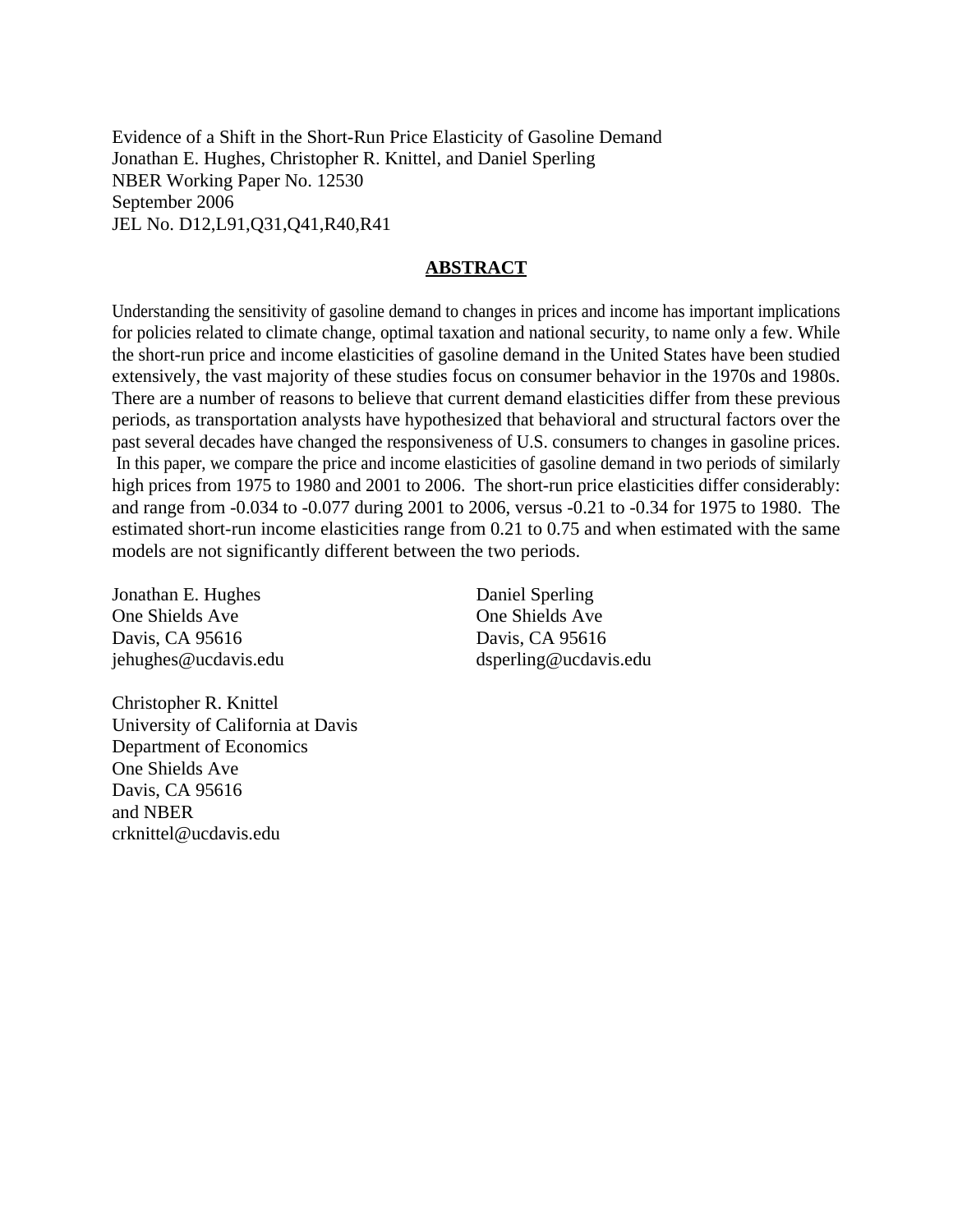Evidence of a Shift in the Short-Run Price Elasticity of Gasoline Demand
Jonathan E. Hughes, Christopher R. Knittel, and Daniel Sperling
NBER Working Paper No. 12530
September 2006
JEL No. D12,L91,Q31,Q41,R40,R41

## ABSTRACT

Understanding the sensitivity of gasoline demand to changes in prices and income has important implications for policies related to climate change, optimal taxation and national security, to name only a few. While the short-run price and income elasticities of gasoline demand in the United States have been studied extensively, the vast majority of these studies focus on consumer behavior in the 1970s and 1980s. There are a number of reasons to believe that current demand elasticities differ from these previous periods, as transportation analysts have hypothesized that behavioral and structural factors over the past several decades have changed the responsiveness of U.S. consumers to changes in gasoline prices. In this paper, we compare the price and income elasticities of gasoline demand in two periods of similarly high prices from 1975 to 1980 and 2001 to 2006. The short-run price elasticities differ considerably: and range from -0.034 to -0.077 during 2001 to 2006, versus -0.21 to -0.34 for 1975 to 1980. The estimated short-run income elasticities range from 0.21 to 0.75 and when estimated with the same models are not significantly different between the two periods.

Jonathan E. Hughes
One Shields Ave
Davis, CA 95616
jehughes@ucdavis.edu

Daniel Sperling
One Shields Ave
Davis, CA 95616
dsperling@ucdavis.edu

Christopher R. Knittel
University of California at Davis
Department of Economics
One Shields Ave
Davis, CA 95616
and NBER
crknittel@ucdavis.edu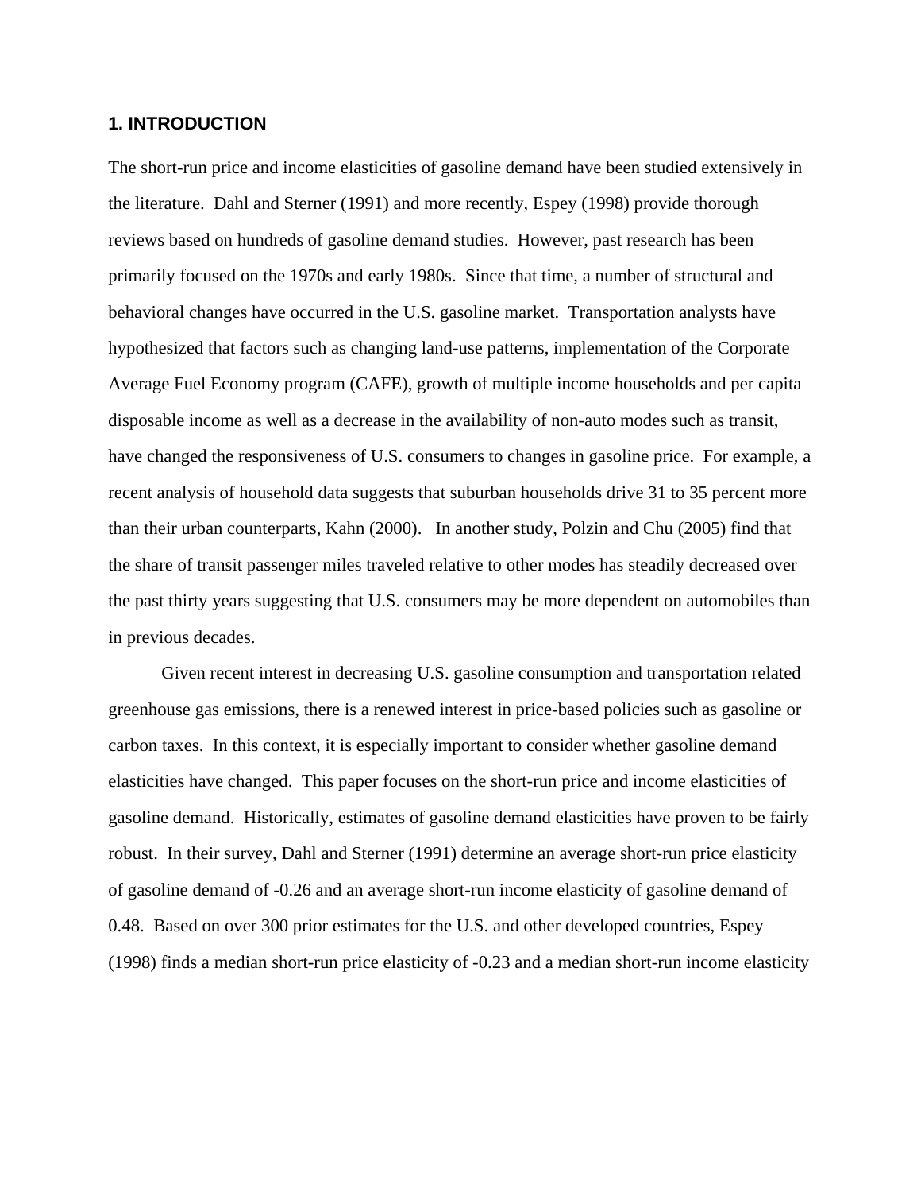## 1. INTRODUCTION

The short-run price and income elasticities of gasoline demand have been studied extensively in the literature. Dahl and Sterner (1991) and more recently, Espey (1998) provide thorough reviews based on hundreds of gasoline demand studies. However, past research has been primarily focused on the 1970s and early 1980s. Since that time, a number of structural and behavioral changes have occurred in the U.S. gasoline market. Transportation analysts have hypothesized that factors such as changing land-use patterns, implementation of the Corporate Average Fuel Economy program (CAFE), growth of multiple income households and per capita disposable income as well as a decrease in the availability of non-auto modes such as transit, have changed the responsiveness of U.S. consumers to changes in gasoline price. For example, a recent analysis of household data suggests that suburban households drive 31 to 35 percent more than their urban counterparts, Kahn (2000). In another study, Polzin and Chu (2005) find that the share of transit passenger miles traveled relative to other modes has steadily decreased over the past thirty years suggesting that U.S. consumers may be more dependent on automobiles than in previous decades.

Given recent interest in decreasing U.S. gasoline consumption and transportation related greenhouse gas emissions, there is a renewed interest in price-based policies such as gasoline or carbon taxes. In this context, it is especially important to consider whether gasoline demand elasticities have changed. This paper focuses on the short-run price and income elasticities of gasoline demand. Historically, estimates of gasoline demand elasticities have proven to be fairly robust. In their survey, Dahl and Sterner (1991) determine an average short-run price elasticity of gasoline demand of -0.26 and an average short-run income elasticity of gasoline demand of 0.48. Based on over 300 prior estimates for the U.S. and other developed countries, Espey (1998) finds a median short-run price elasticity of -0.23 and a median short-run income elasticity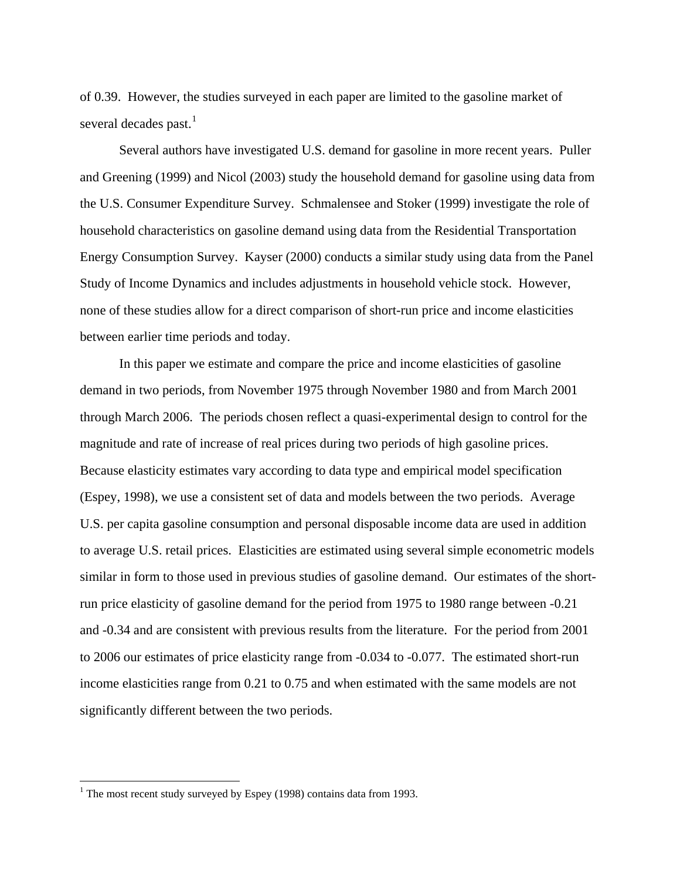of 0.39. However, the studies surveyed in each paper are limited to the gasoline market of several decades past.[1]

Several authors have investigated U.S. demand for gasoline in more recent years. Puller and Greening (1999) and Nicol (2003) study the household demand for gasoline using data from the U.S. Consumer Expenditure Survey. Schmalensee and Stoker (1999) investigate the role of household characteristics on gasoline demand using data from the Residential Transportation Energy Consumption Survey. Kayser (2000) conducts a similar study using data from the Panel Study of Income Dynamics and includes adjustments in household vehicle stock. However, none of these studies allow for a direct comparison of short-run price and income elasticities between earlier time periods and today.

In this paper we estimate and compare the price and income elasticities of gasoline demand in two periods, from November 1975 through November 1980 and from March 2001 through March 2006. The periods chosen reflect a quasi-experimental design to control for the magnitude and rate of increase of real prices during two periods of high gasoline prices. Because elasticity estimates vary according to data type and empirical model specification (Espey, 1998), we use a consistent set of data and models between the two periods. Average U.S. per capita gasoline consumption and personal disposable income data are used in addition to average U.S. retail prices. Elasticities are estimated using several simple econometric models similar in form to those used in previous studies of gasoline demand. Our estimates of the short-run price elasticity of gasoline demand for the period from 1975 to 1980 range between -0.21 and -0.34 and are consistent with previous results from the literature. For the period from 2001 to 2006 our estimates of price elasticity range from -0.034 to -0.077. The estimated short-run income elasticities range from 0.21 to 0.75 and when estimated with the same models are not significantly different between the two periods.

---

[1] The most recent study surveyed by Espey (1998) contains data from 1993.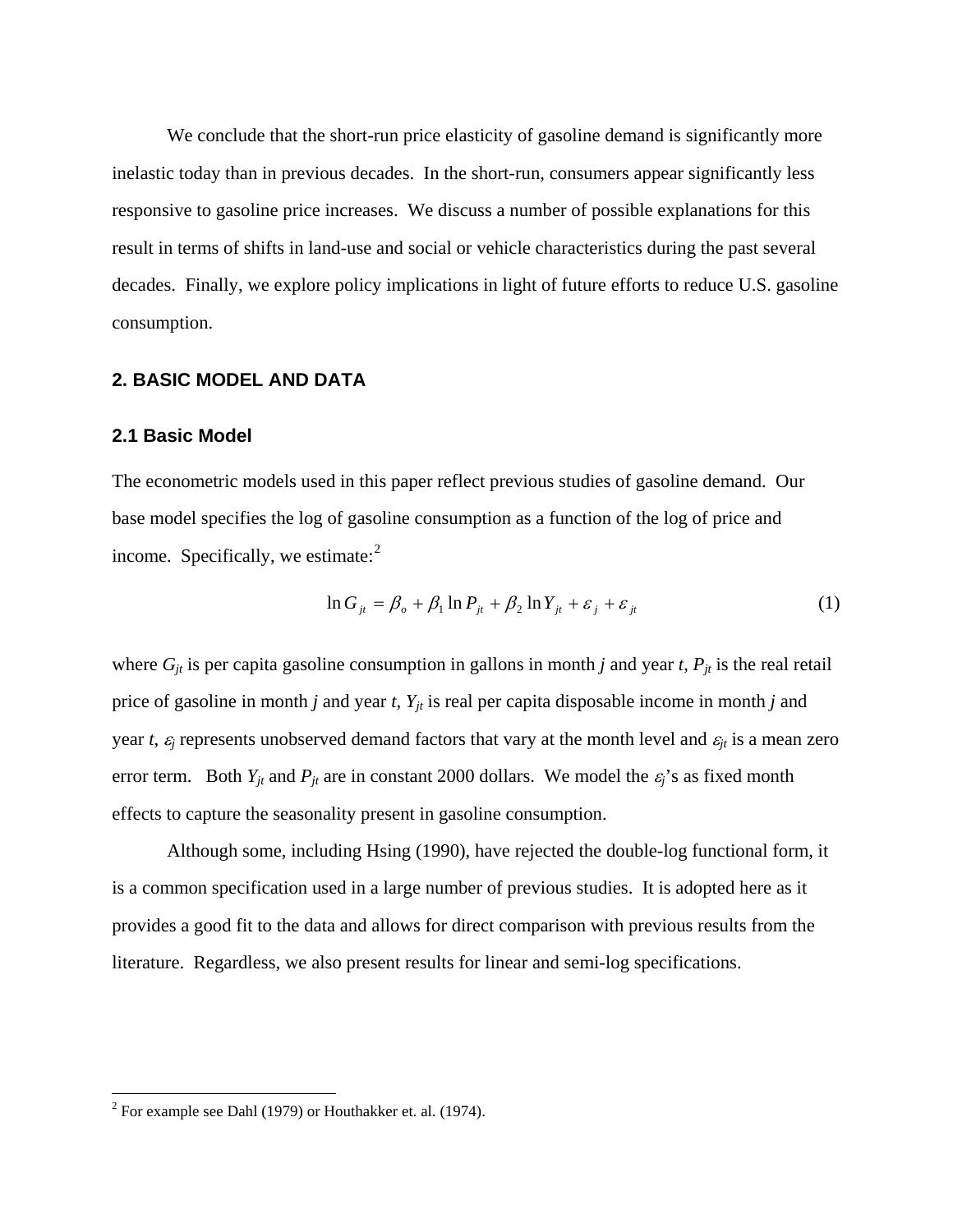We conclude that the short-run price elasticity of gasoline demand is significantly more inelastic today than in previous decades. In the short-run, consumers appear significantly less responsive to gasoline price increases. We discuss a number of possible explanations for this result in terms of shifts in land-use and social or vehicle characteristics during the past several decades. Finally, we explore policy implications in light of future efforts to reduce U.S. gasoline consumption.

## 2. BASIC MODEL AND DATA

### 2.1 Basic Model

The econometric models used in this paper reflect previous studies of gasoline demand. Our base model specifies the log of gasoline consumption as a function of the log of price and income. Specifically, we estimate:[2]

$$\ln G_{jt} = \beta_o + \beta_1 \ln P_{jt} + \beta_2 \ln Y_{jt} + \varepsilon_j + \varepsilon_{jt} \tag{1}$$

where $G_{jt}$ is per capita gasoline consumption in gallons in month *j* and year *t*, $P_{jt}$ is the real retail price of gasoline in month *j* and year *t*, $Y_{jt}$ is real per capita disposable income in month *j* and year *t*, $\varepsilon_j$ represents unobserved demand factors that vary at the month level and $\varepsilon_{jt}$ is a mean zero error term. Both $Y_{jt}$ and $P_{jt}$ are in constant 2000 dollars. We model the $\varepsilon_j$'s as fixed month effects to capture the seasonality present in gasoline consumption.

Although some, including Hsing (1990), have rejected the double-log functional form, it is a common specification used in a large number of previous studies. It is adopted here as it provides a good fit to the data and allows for direct comparison with previous results from the literature. Regardless, we also present results for linear and semi-log specifications.

[2] For example see Dahl (1979) or Houthakker et. al. (1974).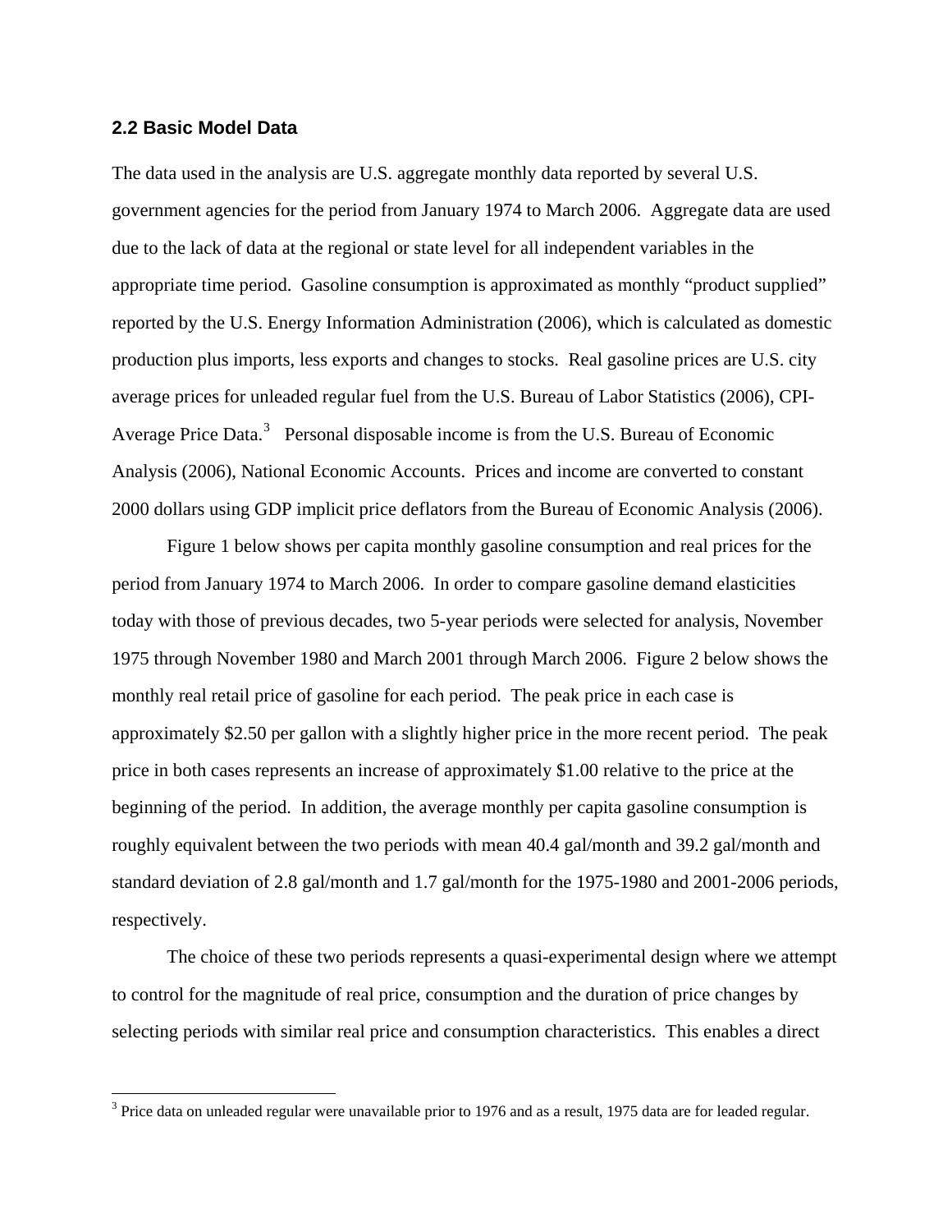## 2.2 Basic Model Data

The data used in the analysis are U.S. aggregate monthly data reported by several U.S. government agencies for the period from January 1974 to March 2006. Aggregate data are used due to the lack of data at the regional or state level for all independent variables in the appropriate time period. Gasoline consumption is approximated as monthly "product supplied" reported by the U.S. Energy Information Administration (2006), which is calculated as domestic production plus imports, less exports and changes to stocks. Real gasoline prices are U.S. city average prices for unleaded regular fuel from the U.S. Bureau of Labor Statistics (2006), CPI-Average Price Data.[3] Personal disposable income is from the U.S. Bureau of Economic Analysis (2006), National Economic Accounts. Prices and income are converted to constant 2000 dollars using GDP implicit price deflators from the Bureau of Economic Analysis (2006).

Figure 1 below shows per capita monthly gasoline consumption and real prices for the period from January 1974 to March 2006. In order to compare gasoline demand elasticities today with those of previous decades, two 5-year periods were selected for analysis, November 1975 through November 1980 and March 2001 through March 2006. Figure 2 below shows the monthly real retail price of gasoline for each period. The peak price in each case is approximately \$2.50 per gallon with a slightly higher price in the more recent period. The peak price in both cases represents an increase of approximately \$1.00 relative to the price at the beginning of the period. In addition, the average monthly per capita gasoline consumption is roughly equivalent between the two periods with mean 40.4 gal/month and 39.2 gal/month and standard deviation of 2.8 gal/month and 1.7 gal/month for the 1975-1980 and 2001-2006 periods, respectively.

The choice of these two periods represents a quasi-experimental design where we attempt to control for the magnitude of real price, consumption and the duration of price changes by selecting periods with similar real price and consumption characteristics. This enables a direct

[3] Price data on unleaded regular were unavailable prior to 1976 and as a result, 1975 data are for leaded regular.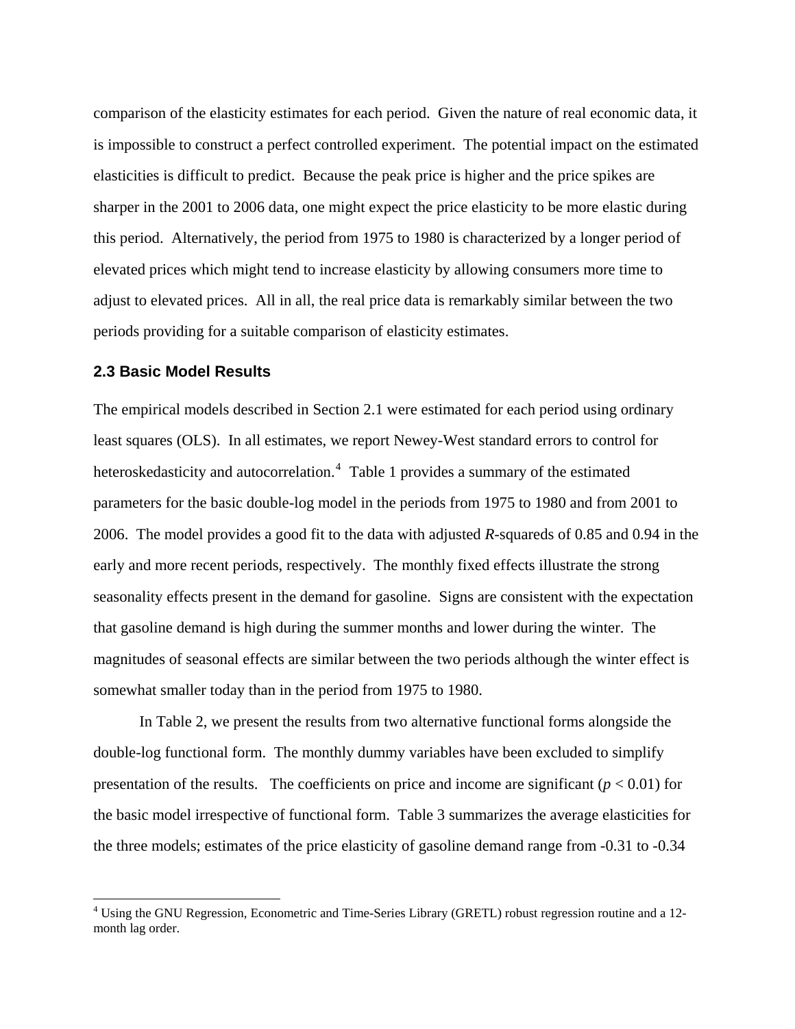comparison of the elasticity estimates for each period. Given the nature of real economic data, it is impossible to construct a perfect controlled experiment. The potential impact on the estimated elasticities is difficult to predict. Because the peak price is higher and the price spikes are sharper in the 2001 to 2006 data, one might expect the price elasticity to be more elastic during this period. Alternatively, the period from 1975 to 1980 is characterized by a longer period of elevated prices which might tend to increase elasticity by allowing consumers more time to adjust to elevated prices. All in all, the real price data is remarkably similar between the two periods providing for a suitable comparison of elasticity estimates.

### 2.3 Basic Model Results

The empirical models described in Section 2.1 were estimated for each period using ordinary least squares (OLS). In all estimates, we report Newey-West standard errors to control for heteroskedasticity and autocorrelation.[4] Table 1 provides a summary of the estimated parameters for the basic double-log model in the periods from 1975 to 1980 and from 2001 to 2006. The model provides a good fit to the data with adjusted *R*-squareds of 0.85 and 0.94 in the early and more recent periods, respectively. The monthly fixed effects illustrate the strong seasonality effects present in the demand for gasoline. Signs are consistent with the expectation that gasoline demand is high during the summer months and lower during the winter. The magnitudes of seasonal effects are similar between the two periods although the winter effect is somewhat smaller today than in the period from 1975 to 1980.

In Table 2, we present the results from two alternative functional forms alongside the double-log functional form. The monthly dummy variables have been excluded to simplify presentation of the results. The coefficients on price and income are significant ($p < 0.01$) for the basic model irrespective of functional form. Table 3 summarizes the average elasticities for the three models; estimates of the price elasticity of gasoline demand range from -0.31 to -0.34

[4] Using the GNU Regression, Econometric and Time-Series Library (GRETL) robust regression routine and a 12-month lag order.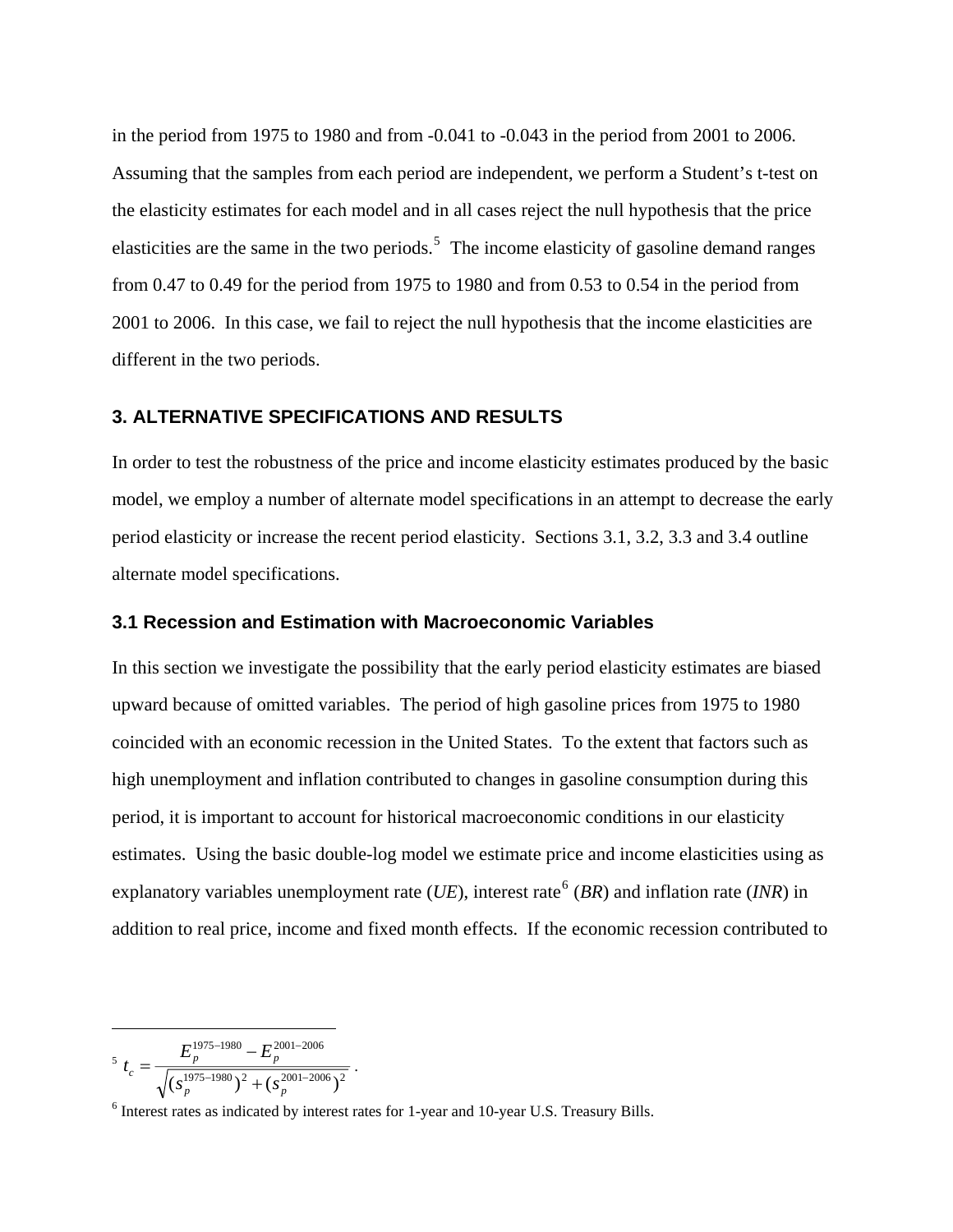in the period from 1975 to 1980 and from -0.041 to -0.043 in the period from 2001 to 2006. Assuming that the samples from each period are independent, we perform a Student's t-test on the elasticity estimates for each model and in all cases reject the null hypothesis that the price elasticities are the same in the two periods.[5] The income elasticity of gasoline demand ranges from 0.47 to 0.49 for the period from 1975 to 1980 and from 0.53 to 0.54 in the period from 2001 to 2006. In this case, we fail to reject the null hypothesis that the income elasticities are different in the two periods.

## 3. ALTERNATIVE SPECIFICATIONS AND RESULTS

In order to test the robustness of the price and income elasticity estimates produced by the basic model, we employ a number of alternate model specifications in an attempt to decrease the early period elasticity or increase the recent period elasticity. Sections 3.1, 3.2, 3.3 and 3.4 outline alternate model specifications.

### 3.1 Recession and Estimation with Macroeconomic Variables

In this section we investigate the possibility that the early period elasticity estimates are biased upward because of omitted variables. The period of high gasoline prices from 1975 to 1980 coincided with an economic recession in the United States. To the extent that factors such as high unemployment and inflation contributed to changes in gasoline consumption during this period, it is important to account for historical macroeconomic conditions in our elasticity estimates. Using the basic double-log model we estimate price and income elasticities using as explanatory variables unemployment rate (*UE*), interest rate[6] (*BR*) and inflation rate (*INR*) in addition to real price, income and fixed month effects. If the economic recession contributed to

---

[5] $t_c = \dfrac{E_p^{1975-1980} - E_p^{2001-2006}}{\sqrt{(s_p^{1975-1980})^2 + (s_p^{2001-2006})^2}}$ .

[6] Interest rates as indicated by interest rates for 1-year and 10-year U.S. Treasury Bills.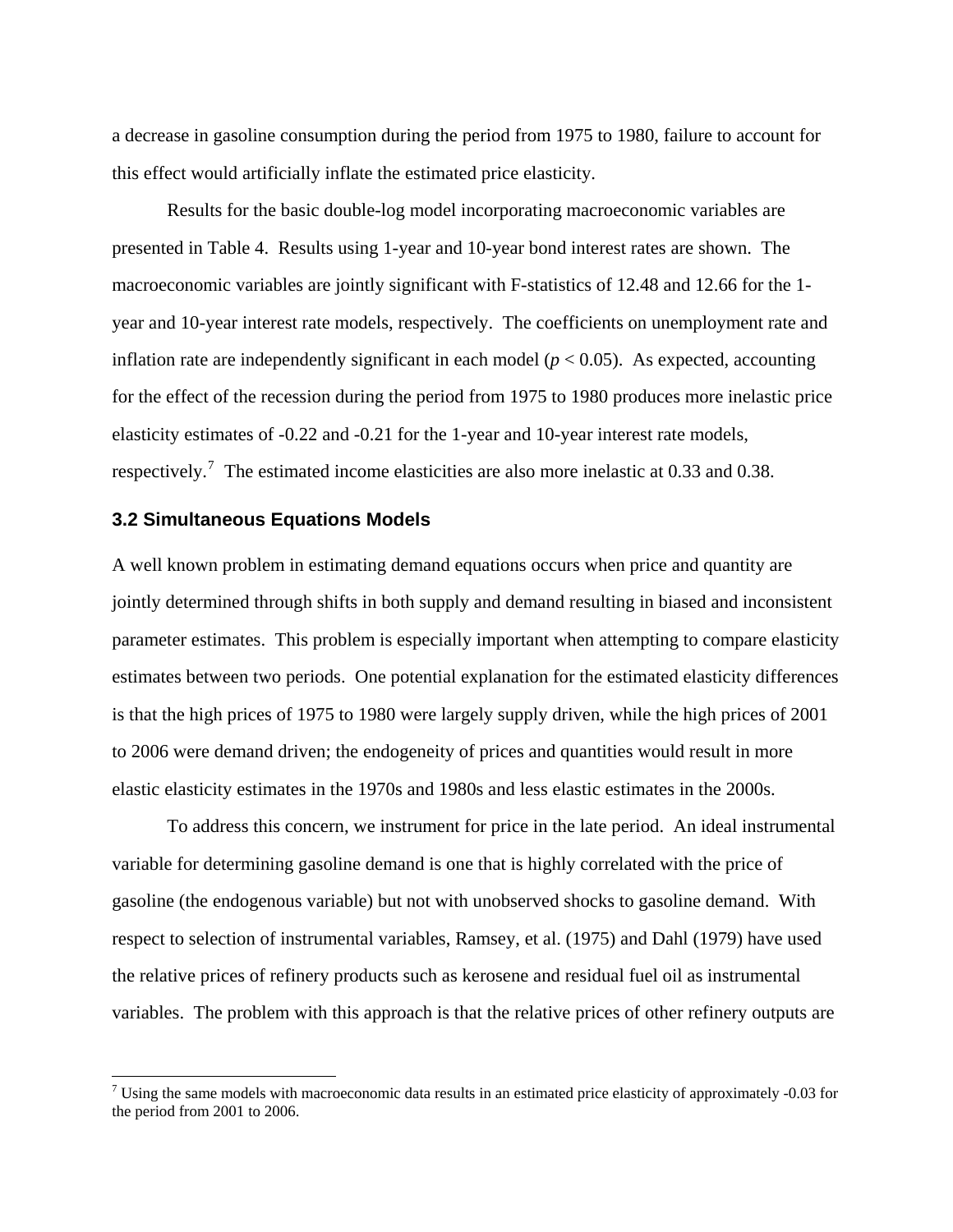a decrease in gasoline consumption during the period from 1975 to 1980, failure to account for this effect would artificially inflate the estimated price elasticity.

Results for the basic double-log model incorporating macroeconomic variables are presented in Table 4. Results using 1-year and 10-year bond interest rates are shown. The macroeconomic variables are jointly significant with F-statistics of 12.48 and 12.66 for the 1-year and 10-year interest rate models, respectively. The coefficients on unemployment rate and inflation rate are independently significant in each model ($p < 0.05$). As expected, accounting for the effect of the recession during the period from 1975 to 1980 produces more inelastic price elasticity estimates of -0.22 and -0.21 for the 1-year and 10-year interest rate models, respectively.[7] The estimated income elasticities are also more inelastic at 0.33 and 0.38.

### 3.2 Simultaneous Equations Models

A well known problem in estimating demand equations occurs when price and quantity are jointly determined through shifts in both supply and demand resulting in biased and inconsistent parameter estimates. This problem is especially important when attempting to compare elasticity estimates between two periods. One potential explanation for the estimated elasticity differences is that the high prices of 1975 to 1980 were largely supply driven, while the high prices of 2001 to 2006 were demand driven; the endogeneity of prices and quantities would result in more elastic elasticity estimates in the 1970s and 1980s and less elastic estimates in the 2000s.

To address this concern, we instrument for price in the late period. An ideal instrumental variable for determining gasoline demand is one that is highly correlated with the price of gasoline (the endogenous variable) but not with unobserved shocks to gasoline demand. With respect to selection of instrumental variables, Ramsey, et al. (1975) and Dahl (1979) have used the relative prices of refinery products such as kerosene and residual fuel oil as instrumental variables. The problem with this approach is that the relative prices of other refinery outputs are

[7] Using the same models with macroeconomic data results in an estimated price elasticity of approximately -0.03 for the period from 2001 to 2006.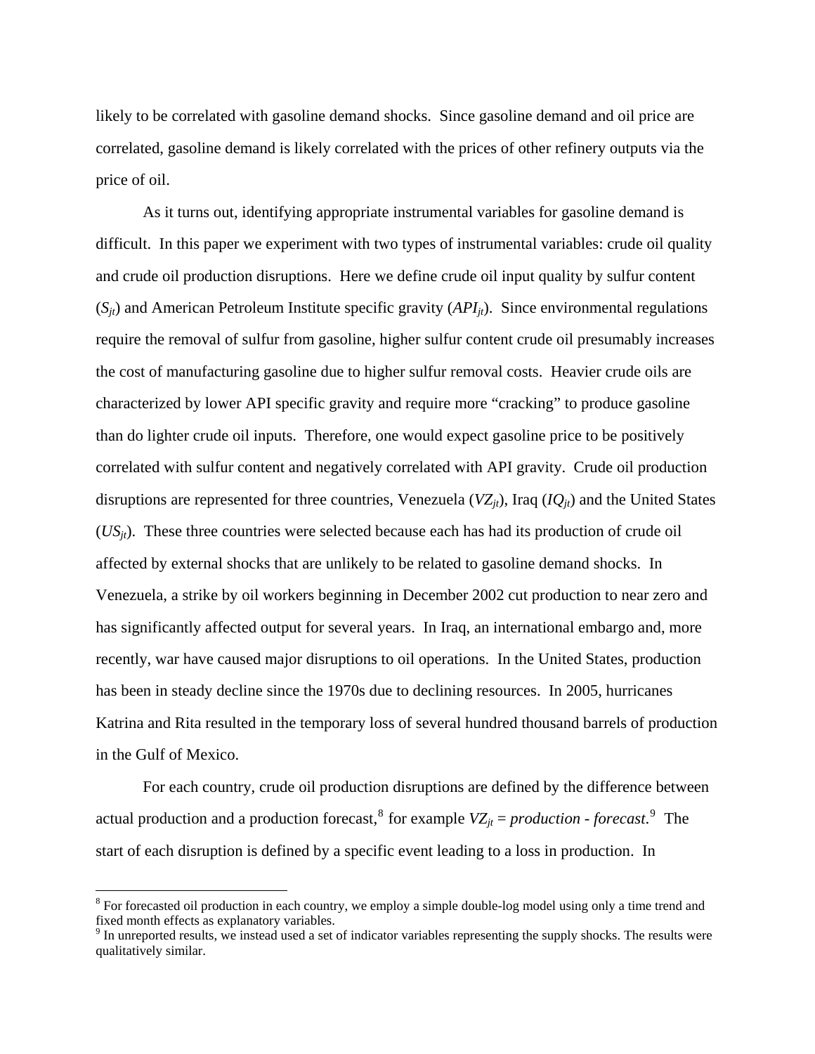likely to be correlated with gasoline demand shocks. Since gasoline demand and oil price are correlated, gasoline demand is likely correlated with the prices of other refinery outputs via the price of oil.

As it turns out, identifying appropriate instrumental variables for gasoline demand is difficult. In this paper we experiment with two types of instrumental variables: crude oil quality and crude oil production disruptions. Here we define crude oil input quality by sulfur content ($S_{jt}$) and American Petroleum Institute specific gravity ($API_{jt}$). Since environmental regulations require the removal of sulfur from gasoline, higher sulfur content crude oil presumably increases the cost of manufacturing gasoline due to higher sulfur removal costs. Heavier crude oils are characterized by lower API specific gravity and require more "cracking" to produce gasoline than do lighter crude oil inputs. Therefore, one would expect gasoline price to be positively correlated with sulfur content and negatively correlated with API gravity. Crude oil production disruptions are represented for three countries, Venezuela ($VZ_{jt}$), Iraq ($IQ_{jt}$) and the United States ($US_{jt}$). These three countries were selected because each has had its production of crude oil affected by external shocks that are unlikely to be related to gasoline demand shocks. In Venezuela, a strike by oil workers beginning in December 2002 cut production to near zero and has significantly affected output for several years. In Iraq, an international embargo and, more recently, war have caused major disruptions to oil operations. In the United States, production has been in steady decline since the 1970s due to declining resources. In 2005, hurricanes Katrina and Rita resulted in the temporary loss of several hundred thousand barrels of production in the Gulf of Mexico.

For each country, crude oil production disruptions are defined by the difference between actual production and a production forecast,[8] for example $VZ_{jt} = production - forecast$.[9] The start of each disruption is defined by a specific event leading to a loss in production. In

[8] For forecasted oil production in each country, we employ a simple double-log model using only a time trend and fixed month effects as explanatory variables.

[9] In unreported results, we instead used a set of indicator variables representing the supply shocks. The results were qualitatively similar.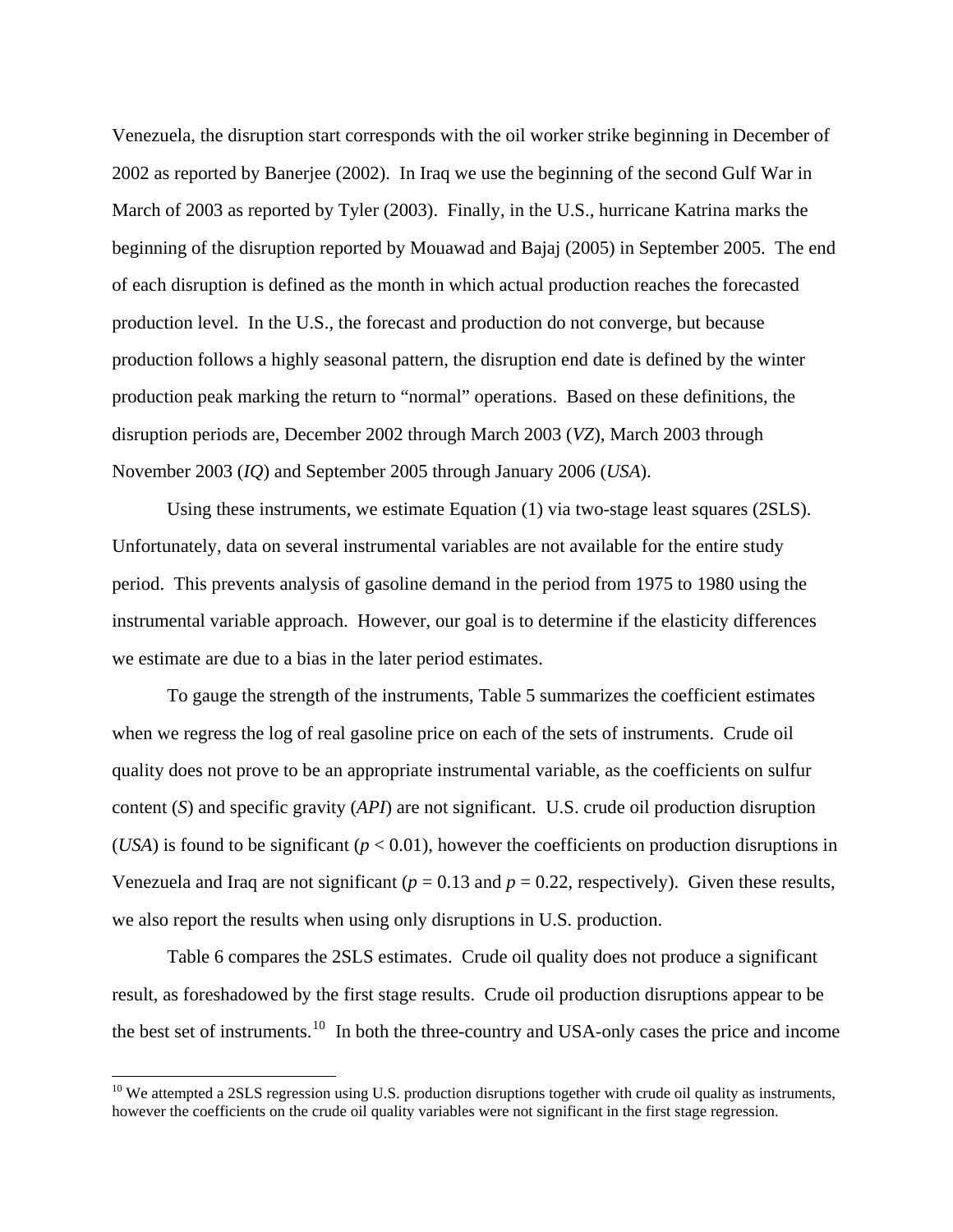Venezuela, the disruption start corresponds with the oil worker strike beginning in December of 2002 as reported by Banerjee (2002). In Iraq we use the beginning of the second Gulf War in March of 2003 as reported by Tyler (2003). Finally, in the U.S., hurricane Katrina marks the beginning of the disruption reported by Mouawad and Bajaj (2005) in September 2005. The end of each disruption is defined as the month in which actual production reaches the forecasted production level. In the U.S., the forecast and production do not converge, but because production follows a highly seasonal pattern, the disruption end date is defined by the winter production peak marking the return to "normal" operations. Based on these definitions, the disruption periods are, December 2002 through March 2003 (*VZ*), March 2003 through November 2003 (*IQ*) and September 2005 through January 2006 (*USA*).

Using these instruments, we estimate Equation (1) via two-stage least squares (2SLS). Unfortunately, data on several instrumental variables are not available for the entire study period. This prevents analysis of gasoline demand in the period from 1975 to 1980 using the instrumental variable approach. However, our goal is to determine if the elasticity differences we estimate are due to a bias in the later period estimates.

To gauge the strength of the instruments, Table 5 summarizes the coefficient estimates when we regress the log of real gasoline price on each of the sets of instruments. Crude oil quality does not prove to be an appropriate instrumental variable, as the coefficients on sulfur content (*S*) and specific gravity (*API*) are not significant. U.S. crude oil production disruption (*USA*) is found to be significant ($p < 0.01$), however the coefficients on production disruptions in Venezuela and Iraq are not significant ($p = 0.13$ and $p = 0.22$, respectively). Given these results, we also report the results when using only disruptions in U.S. production.

Table 6 compares the 2SLS estimates. Crude oil quality does not produce a significant result, as foreshadowed by the first stage results. Crude oil production disruptions appear to be the best set of instruments.[10] In both the three-country and USA-only cases the price and income

---

[10] We attempted a 2SLS regression using U.S. production disruptions together with crude oil quality as instruments, however the coefficients on the crude oil quality variables were not significant in the first stage regression.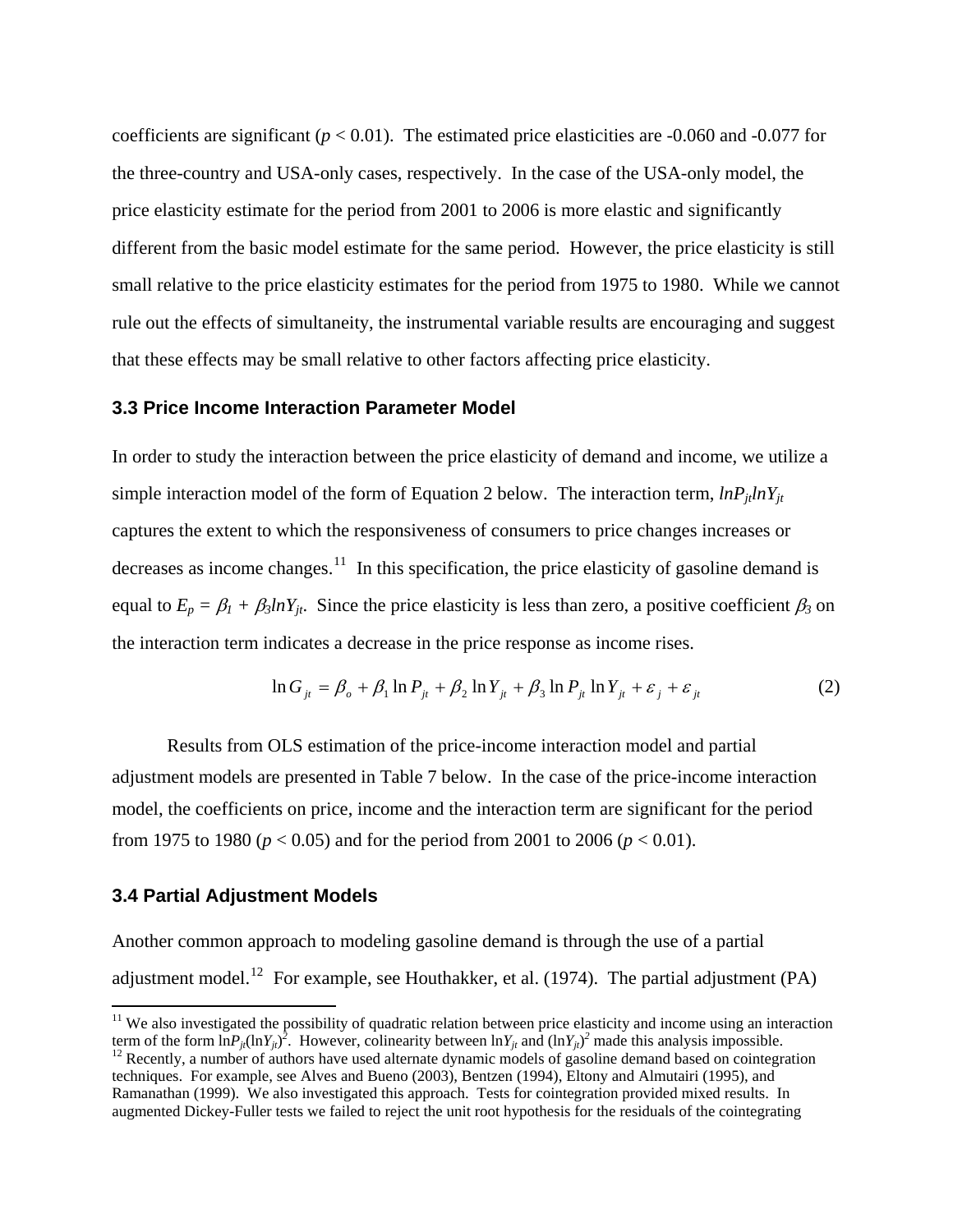coefficients are significant ($p < 0.01$). The estimated price elasticities are -0.060 and -0.077 for the three-country and USA-only cases, respectively. In the case of the USA-only model, the price elasticity estimate for the period from 2001 to 2006 is more elastic and significantly different from the basic model estimate for the same period. However, the price elasticity is still small relative to the price elasticity estimates for the period from 1975 to 1980. While we cannot rule out the effects of simultaneity, the instrumental variable results are encouraging and suggest that these effects may be small relative to other factors affecting price elasticity.

### 3.3 Price Income Interaction Parameter Model

In order to study the interaction between the price elasticity of demand and income, we utilize a simple interaction model of the form of Equation 2 below. The interaction term, $lnP_{jt}lnY_{jt}$ captures the extent to which the responsiveness of consumers to price changes increases or decreases as income changes.[11] In this specification, the price elasticity of gasoline demand is equal to $E_p = \beta_1 + \beta_3 lnY_{jt}$. Since the price elasticity is less than zero, a positive coefficient $\beta_3$ on the interaction term indicates a decrease in the price response as income rises.

$$\ln G_{jt} = \beta_o + \beta_1 \ln P_{jt} + \beta_2 \ln Y_{jt} + \beta_3 \ln P_{jt} \ln Y_{jt} + \varepsilon_j + \varepsilon_{jt} \qquad (2)$$

Results from OLS estimation of the price-income interaction model and partial adjustment models are presented in Table 7 below. In the case of the price-income interaction model, the coefficients on price, income and the interaction term are significant for the period from 1975 to 1980 ($p < 0.05$) and for the period from 2001 to 2006 ($p < 0.01$).

### 3.4 Partial Adjustment Models

Another common approach to modeling gasoline demand is through the use of a partial adjustment model.[12] For example, see Houthakker, et al. (1974). The partial adjustment (PA)

[11] We also investigated the possibility of quadratic relation between price elasticity and income using an interaction term of the form $\ln P_{jt}(\ln Y_{jt})^2$. However, colinearity between $\ln Y_{jt}$ and $(\ln Y_{jt})^2$ made this analysis impossible.

[12] Recently, a number of authors have used alternate dynamic models of gasoline demand based on cointegration techniques. For example, see Alves and Bueno (2003), Bentzen (1994), Eltony and Almutairi (1995), and Ramanathan (1999). We also investigated this approach. Tests for cointegration provided mixed results. In augmented Dickey-Fuller tests we failed to reject the unit root hypothesis for the residuals of the cointegrating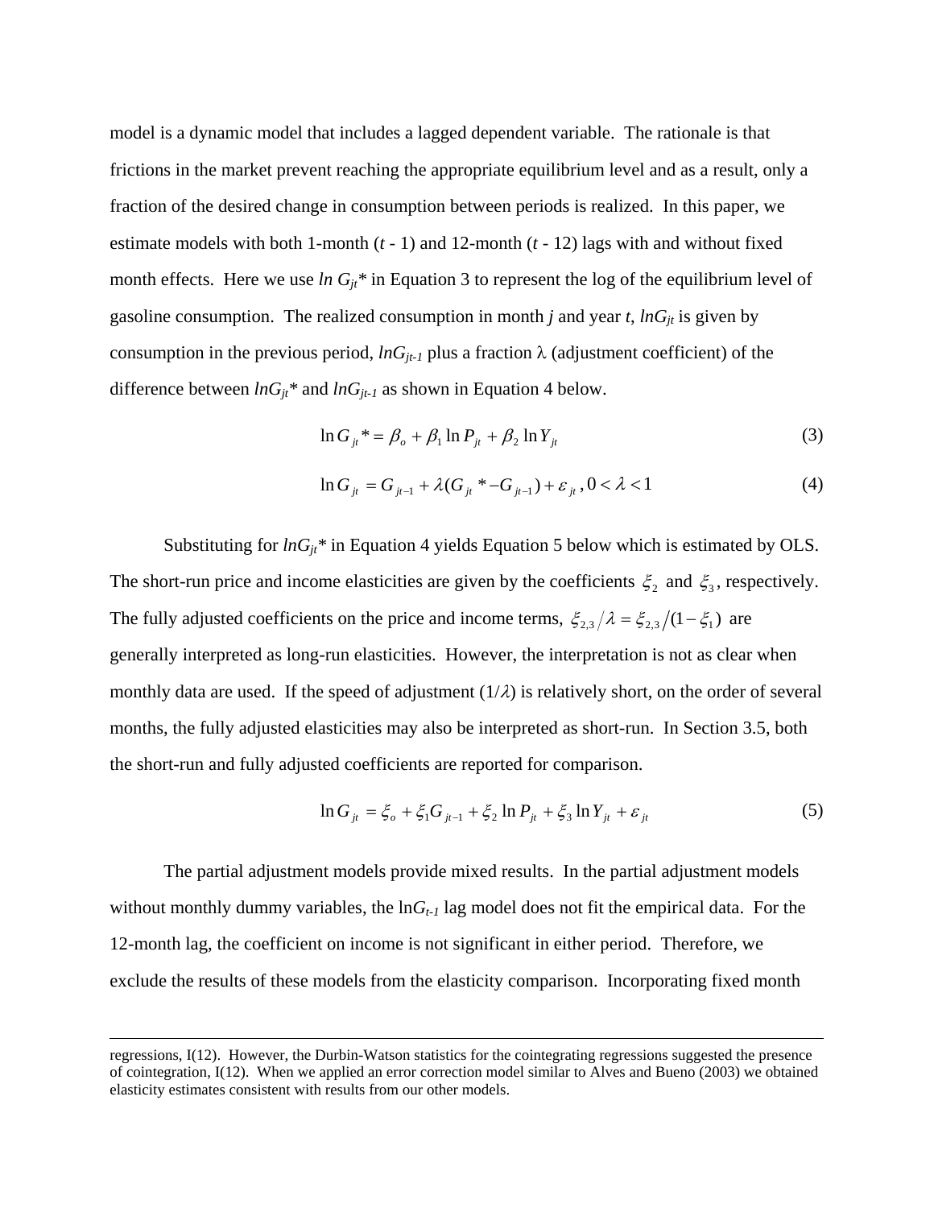model is a dynamic model that includes a lagged dependent variable. The rationale is that frictions in the market prevent reaching the appropriate equilibrium level and as a result, only a fraction of the desired change in consumption between periods is realized. In this paper, we estimate models with both 1-month (*t* - 1) and 12-month (*t* - 12) lags with and without fixed month effects. Here we use $\ln G_{jt}*$ in Equation 3 to represent the log of the equilibrium level of gasoline consumption. The realized consumption in month *j* and year *t*, $\ln G_{jt}$ is given by consumption in the previous period, $\ln G_{jt-1}$ plus a fraction $\lambda$ (adjustment coefficient) of the difference between $\ln G_{jt}*$ and $\ln G_{jt-1}$ as shown in Equation 4 below.

$$\ln G_{jt}* = \beta_o + \beta_1 \ln P_{jt} + \beta_2 \ln Y_{jt} \tag{3}$$

$$\ln G_{jt} = G_{jt-1} + \lambda(G_{jt}* - G_{jt-1}) + \varepsilon_{jt}, 0 < \lambda < 1 \tag{4}$$

Substituting for $\ln G_{jt}*$ in Equation 4 yields Equation 5 below which is estimated by OLS. The short-run price and income elasticities are given by the coefficients $\xi_2$ and $\xi_3$, respectively. The fully adjusted coefficients on the price and income terms, $\xi_{2,3}/\lambda = \xi_{2,3}/(1-\xi_1)$ are generally interpreted as long-run elasticities. However, the interpretation is not as clear when monthly data are used. If the speed of adjustment ($1/\lambda$) is relatively short, on the order of several months, the fully adjusted elasticities may also be interpreted as short-run. In Section 3.5, both the short-run and fully adjusted coefficients are reported for comparison.

$$\ln G_{jt} = \xi_o + \xi_1 G_{jt-1} + \xi_2 \ln P_{jt} + \xi_3 \ln Y_{jt} + \varepsilon_{jt} \tag{5}$$

The partial adjustment models provide mixed results. In the partial adjustment models without monthly dummy variables, the $\ln G_{t-1}$ lag model does not fit the empirical data. For the 12-month lag, the coefficient on income is not significant in either period. Therefore, we exclude the results of these models from the elasticity comparison. Incorporating fixed month

---

regressions, I(12). However, the Durbin-Watson statistics for the cointegrating regressions suggested the presence of cointegration, I(12). When we applied an error correction model similar to Alves and Bueno (2003) we obtained elasticity estimates consistent with results from our other models.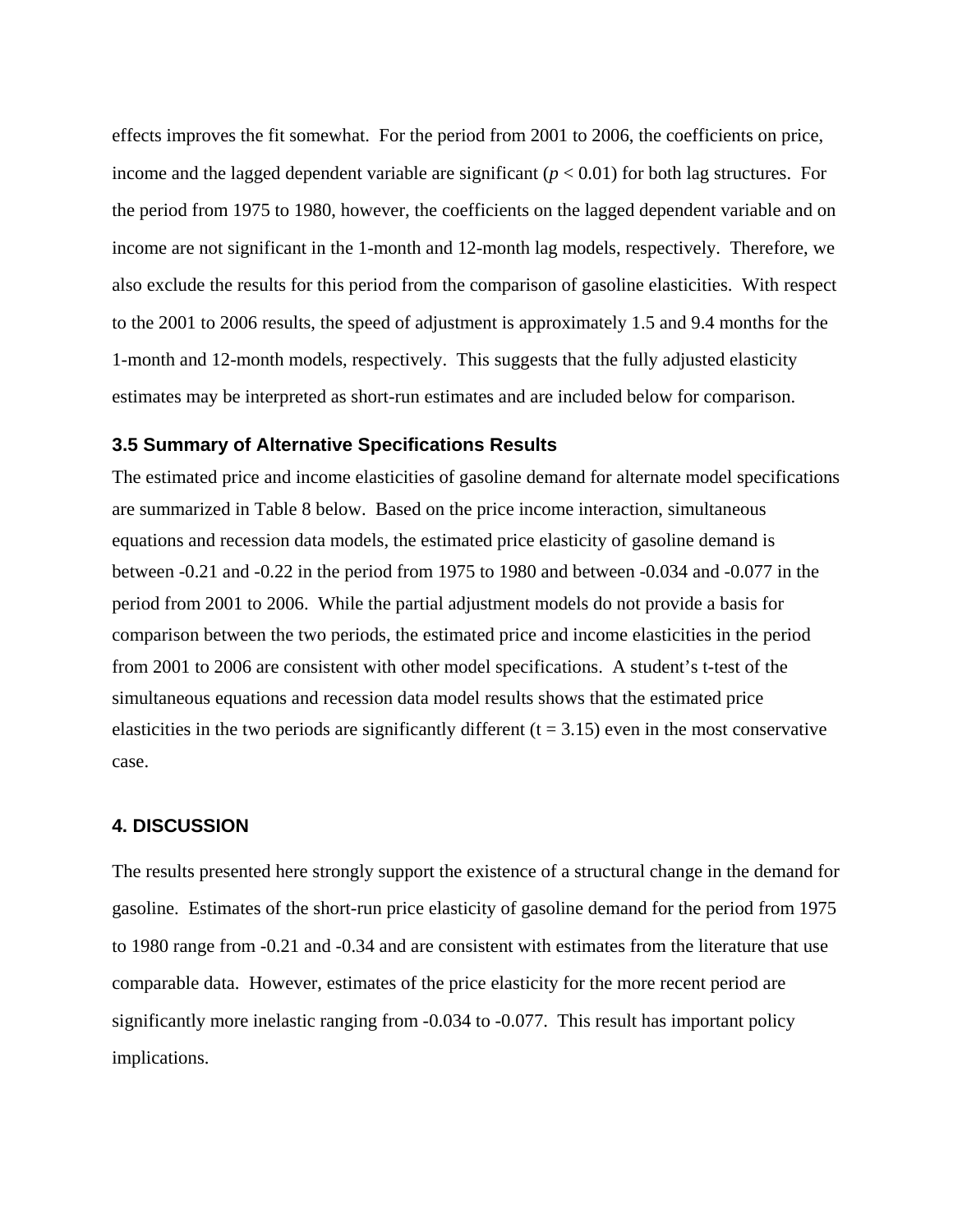effects improves the fit somewhat. For the period from 2001 to 2006, the coefficients on price, income and the lagged dependent variable are significant ($p < 0.01$) for both lag structures. For the period from 1975 to 1980, however, the coefficients on the lagged dependent variable and on income are not significant in the 1-month and 12-month lag models, respectively. Therefore, we also exclude the results for this period from the comparison of gasoline elasticities. With respect to the 2001 to 2006 results, the speed of adjustment is approximately 1.5 and 9.4 months for the 1-month and 12-month models, respectively. This suggests that the fully adjusted elasticity estimates may be interpreted as short-run estimates and are included below for comparison.

### 3.5 Summary of Alternative Specifications Results

The estimated price and income elasticities of gasoline demand for alternate model specifications are summarized in Table 8 below. Based on the price income interaction, simultaneous equations and recession data models, the estimated price elasticity of gasoline demand is between -0.21 and -0.22 in the period from 1975 to 1980 and between -0.034 and -0.077 in the period from 2001 to 2006. While the partial adjustment models do not provide a basis for comparison between the two periods, the estimated price and income elasticities in the period from 2001 to 2006 are consistent with other model specifications. A student's t-test of the simultaneous equations and recession data model results shows that the estimated price elasticities in the two periods are significantly different ($t = 3.15$) even in the most conservative case.

## 4. DISCUSSION

The results presented here strongly support the existence of a structural change in the demand for gasoline. Estimates of the short-run price elasticity of gasoline demand for the period from 1975 to 1980 range from -0.21 and -0.34 and are consistent with estimates from the literature that use comparable data. However, estimates of the price elasticity for the more recent period are significantly more inelastic ranging from -0.034 to -0.077. This result has important policy implications.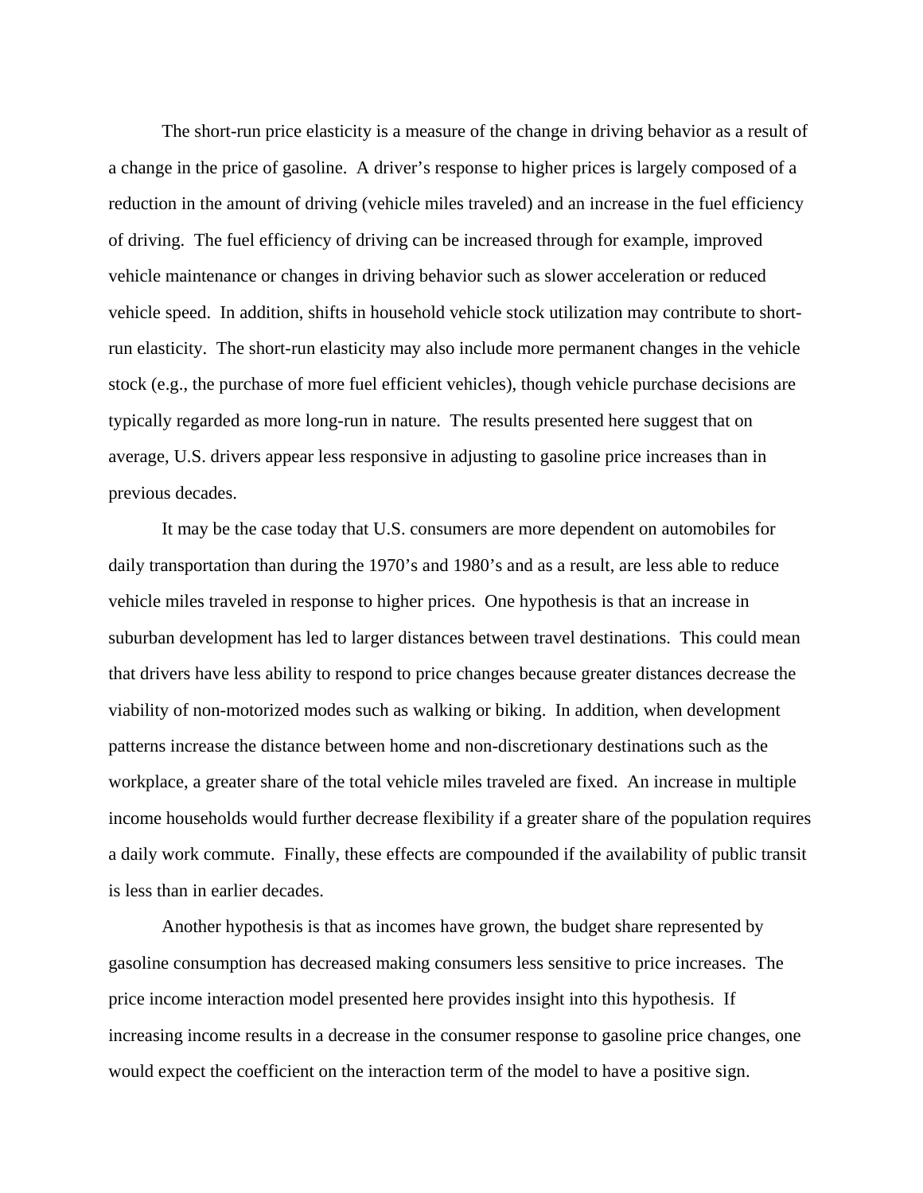The short-run price elasticity is a measure of the change in driving behavior as a result of a change in the price of gasoline. A driver's response to higher prices is largely composed of a reduction in the amount of driving (vehicle miles traveled) and an increase in the fuel efficiency of driving. The fuel efficiency of driving can be increased through for example, improved vehicle maintenance or changes in driving behavior such as slower acceleration or reduced vehicle speed. In addition, shifts in household vehicle stock utilization may contribute to short-run elasticity. The short-run elasticity may also include more permanent changes in the vehicle stock (e.g., the purchase of more fuel efficient vehicles), though vehicle purchase decisions are typically regarded as more long-run in nature. The results presented here suggest that on average, U.S. drivers appear less responsive in adjusting to gasoline price increases than in previous decades.

It may be the case today that U.S. consumers are more dependent on automobiles for daily transportation than during the 1970's and 1980's and as a result, are less able to reduce vehicle miles traveled in response to higher prices. One hypothesis is that an increase in suburban development has led to larger distances between travel destinations. This could mean that drivers have less ability to respond to price changes because greater distances decrease the viability of non-motorized modes such as walking or biking. In addition, when development patterns increase the distance between home and non-discretionary destinations such as the workplace, a greater share of the total vehicle miles traveled are fixed. An increase in multiple income households would further decrease flexibility if a greater share of the population requires a daily work commute. Finally, these effects are compounded if the availability of public transit is less than in earlier decades.

Another hypothesis is that as incomes have grown, the budget share represented by gasoline consumption has decreased making consumers less sensitive to price increases. The price income interaction model presented here provides insight into this hypothesis. If increasing income results in a decrease in the consumer response to gasoline price changes, one would expect the coefficient on the interaction term of the model to have a positive sign.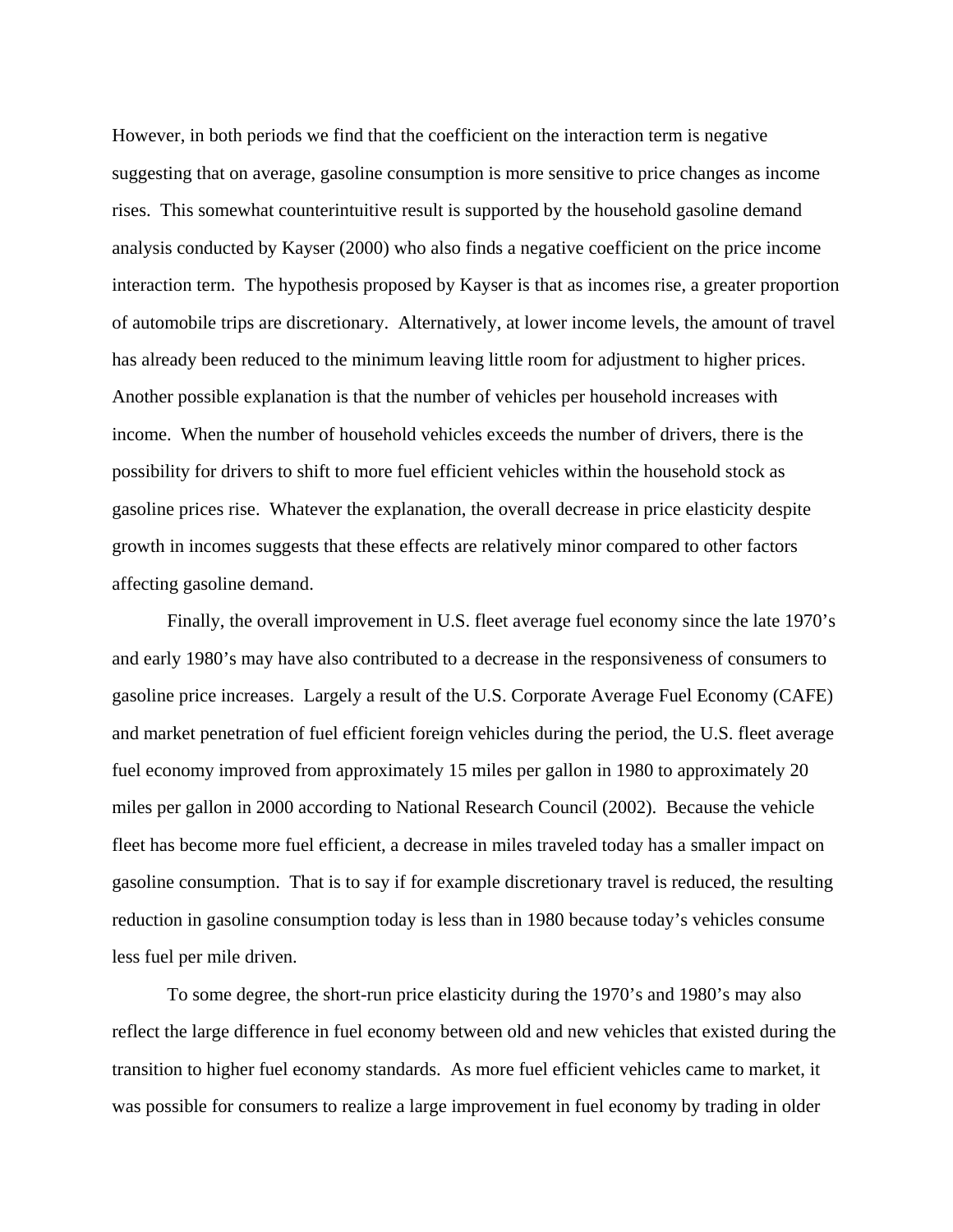However, in both periods we find that the coefficient on the interaction term is negative suggesting that on average, gasoline consumption is more sensitive to price changes as income rises. This somewhat counterintuitive result is supported by the household gasoline demand analysis conducted by Kayser (2000) who also finds a negative coefficient on the price income interaction term. The hypothesis proposed by Kayser is that as incomes rise, a greater proportion of automobile trips are discretionary. Alternatively, at lower income levels, the amount of travel has already been reduced to the minimum leaving little room for adjustment to higher prices. Another possible explanation is that the number of vehicles per household increases with income. When the number of household vehicles exceeds the number of drivers, there is the possibility for drivers to shift to more fuel efficient vehicles within the household stock as gasoline prices rise. Whatever the explanation, the overall decrease in price elasticity despite growth in incomes suggests that these effects are relatively minor compared to other factors affecting gasoline demand.

Finally, the overall improvement in U.S. fleet average fuel economy since the late 1970's and early 1980's may have also contributed to a decrease in the responsiveness of consumers to gasoline price increases. Largely a result of the U.S. Corporate Average Fuel Economy (CAFE) and market penetration of fuel efficient foreign vehicles during the period, the U.S. fleet average fuel economy improved from approximately 15 miles per gallon in 1980 to approximately 20 miles per gallon in 2000 according to National Research Council (2002). Because the vehicle fleet has become more fuel efficient, a decrease in miles traveled today has a smaller impact on gasoline consumption. That is to say if for example discretionary travel is reduced, the resulting reduction in gasoline consumption today is less than in 1980 because today's vehicles consume less fuel per mile driven.

To some degree, the short-run price elasticity during the 1970's and 1980's may also reflect the large difference in fuel economy between old and new vehicles that existed during the transition to higher fuel economy standards. As more fuel efficient vehicles came to market, it was possible for consumers to realize a large improvement in fuel economy by trading in older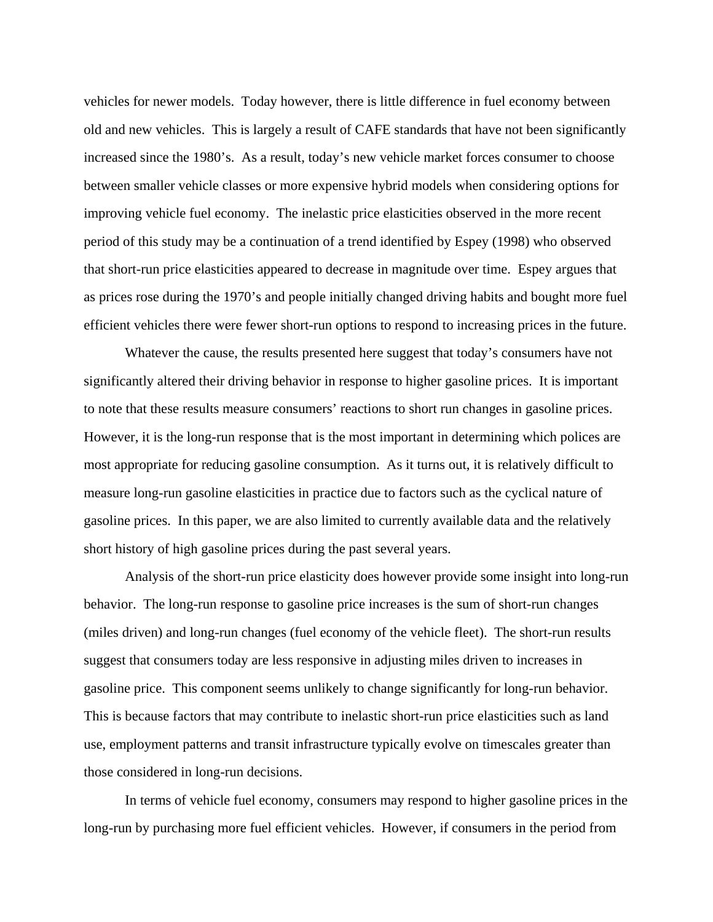vehicles for newer models. Today however, there is little difference in fuel economy between old and new vehicles. This is largely a result of CAFE standards that have not been significantly increased since the 1980's. As a result, today's new vehicle market forces consumer to choose between smaller vehicle classes or more expensive hybrid models when considering options for improving vehicle fuel economy. The inelastic price elasticities observed in the more recent period of this study may be a continuation of a trend identified by Espey (1998) who observed that short-run price elasticities appeared to decrease in magnitude over time. Espey argues that as prices rose during the 1970's and people initially changed driving habits and bought more fuel efficient vehicles there were fewer short-run options to respond to increasing prices in the future.

Whatever the cause, the results presented here suggest that today's consumers have not significantly altered their driving behavior in response to higher gasoline prices. It is important to note that these results measure consumers' reactions to short run changes in gasoline prices. However, it is the long-run response that is the most important in determining which polices are most appropriate for reducing gasoline consumption. As it turns out, it is relatively difficult to measure long-run gasoline elasticities in practice due to factors such as the cyclical nature of gasoline prices. In this paper, we are also limited to currently available data and the relatively short history of high gasoline prices during the past several years.

Analysis of the short-run price elasticity does however provide some insight into long-run behavior. The long-run response to gasoline price increases is the sum of short-run changes (miles driven) and long-run changes (fuel economy of the vehicle fleet). The short-run results suggest that consumers today are less responsive in adjusting miles driven to increases in gasoline price. This component seems unlikely to change significantly for long-run behavior. This is because factors that may contribute to inelastic short-run price elasticities such as land use, employment patterns and transit infrastructure typically evolve on timescales greater than those considered in long-run decisions.

In terms of vehicle fuel economy, consumers may respond to higher gasoline prices in the long-run by purchasing more fuel efficient vehicles. However, if consumers in the period from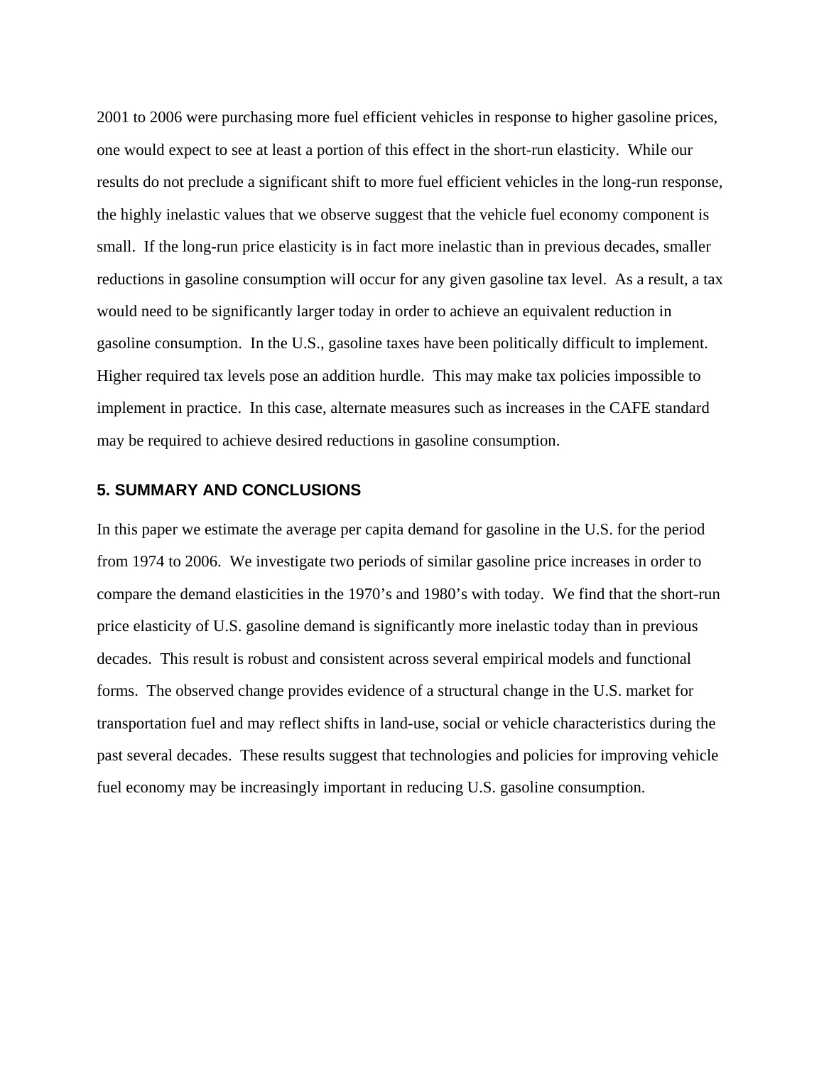2001 to 2006 were purchasing more fuel efficient vehicles in response to higher gasoline prices, one would expect to see at least a portion of this effect in the short-run elasticity. While our results do not preclude a significant shift to more fuel efficient vehicles in the long-run response, the highly inelastic values that we observe suggest that the vehicle fuel economy component is small. If the long-run price elasticity is in fact more inelastic than in previous decades, smaller reductions in gasoline consumption will occur for any given gasoline tax level. As a result, a tax would need to be significantly larger today in order to achieve an equivalent reduction in gasoline consumption. In the U.S., gasoline taxes have been politically difficult to implement. Higher required tax levels pose an addition hurdle. This may make tax policies impossible to implement in practice. In this case, alternate measures such as increases in the CAFE standard may be required to achieve desired reductions in gasoline consumption.

## 5. SUMMARY AND CONCLUSIONS

In this paper we estimate the average per capita demand for gasoline in the U.S. for the period from 1974 to 2006. We investigate two periods of similar gasoline price increases in order to compare the demand elasticities in the 1970's and 1980's with today. We find that the short-run price elasticity of U.S. gasoline demand is significantly more inelastic today than in previous decades. This result is robust and consistent across several empirical models and functional forms. The observed change provides evidence of a structural change in the U.S. market for transportation fuel and may reflect shifts in land-use, social or vehicle characteristics during the past several decades. These results suggest that technologies and policies for improving vehicle fuel economy may be increasingly important in reducing U.S. gasoline consumption.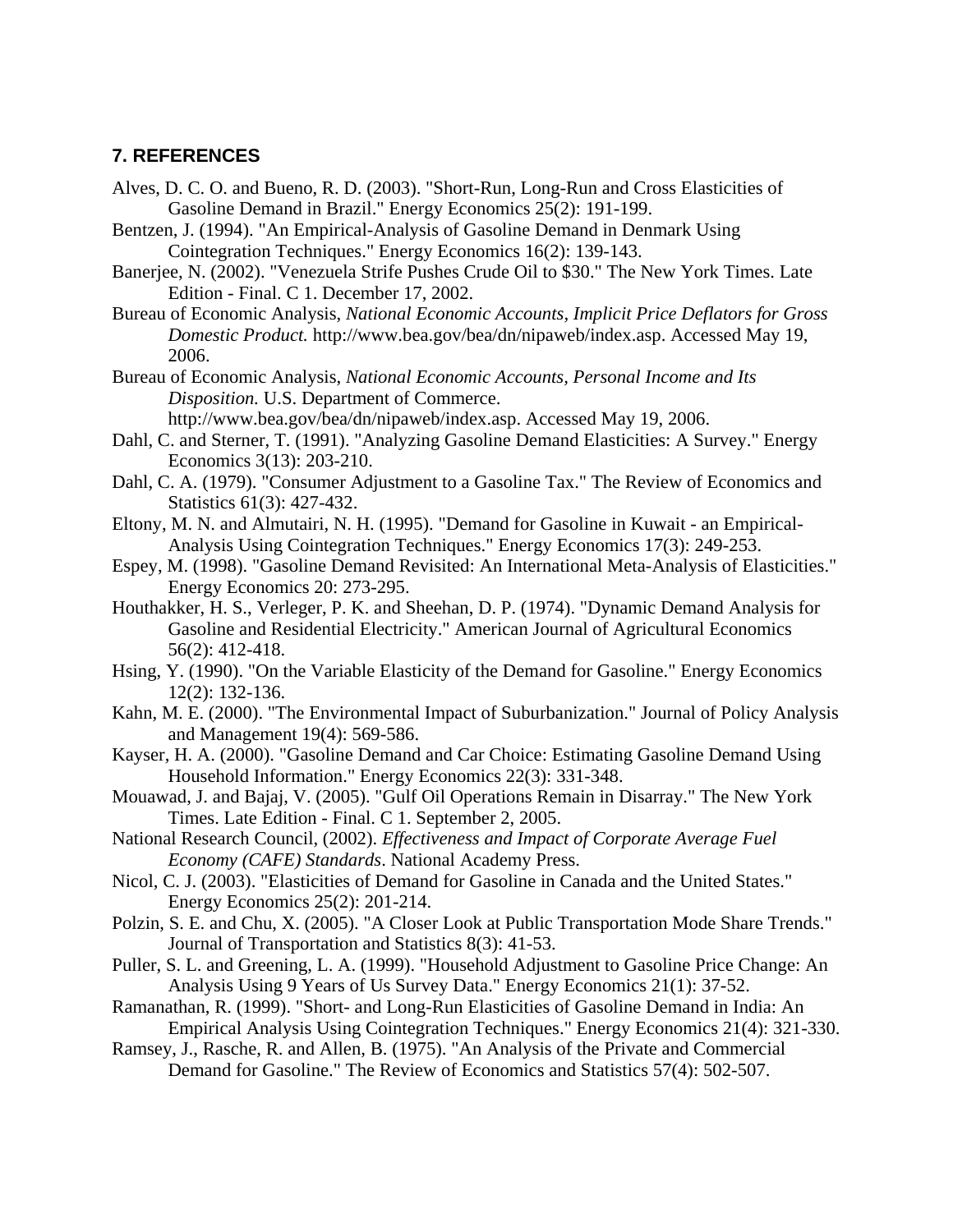## 7. REFERENCES

Alves, D. C. O. and Bueno, R. D. (2003). "Short-Run, Long-Run and Cross Elasticities of Gasoline Demand in Brazil." Energy Economics 25(2): 191-199.

Bentzen, J. (1994). "An Empirical-Analysis of Gasoline Demand in Denmark Using Cointegration Techniques." Energy Economics 16(2): 139-143.

Banerjee, N. (2002). "Venezuela Strife Pushes Crude Oil to $30." The New York Times. Late Edition - Final. C 1. December 17, 2002.

Bureau of Economic Analysis, *National Economic Accounts, Implicit Price Deflators for Gross Domestic Product.* http://www.bea.gov/bea/dn/nipaweb/index.asp. Accessed May 19, 2006.

Bureau of Economic Analysis, *National Economic Accounts, Personal Income and Its Disposition.* U.S. Department of Commerce. http://www.bea.gov/bea/dn/nipaweb/index.asp. Accessed May 19, 2006.

Dahl, C. and Sterner, T. (1991). "Analyzing Gasoline Demand Elasticities: A Survey." Energy Economics 3(13): 203-210.

Dahl, C. A. (1979). "Consumer Adjustment to a Gasoline Tax." The Review of Economics and Statistics 61(3): 427-432.

Eltony, M. N. and Almutairi, N. H. (1995). "Demand for Gasoline in Kuwait - an Empirical-Analysis Using Cointegration Techniques." Energy Economics 17(3): 249-253.

Espey, M. (1998). "Gasoline Demand Revisited: An International Meta-Analysis of Elasticities." Energy Economics 20: 273-295.

Houthakker, H. S., Verleger, P. K. and Sheehan, D. P. (1974). "Dynamic Demand Analysis for Gasoline and Residential Electricity." American Journal of Agricultural Economics 56(2): 412-418.

Hsing, Y. (1990). "On the Variable Elasticity of the Demand for Gasoline." Energy Economics 12(2): 132-136.

Kahn, M. E. (2000). "The Environmental Impact of Suburbanization." Journal of Policy Analysis and Management 19(4): 569-586.

Kayser, H. A. (2000). "Gasoline Demand and Car Choice: Estimating Gasoline Demand Using Household Information." Energy Economics 22(3): 331-348.

Mouawad, J. and Bajaj, V. (2005). "Gulf Oil Operations Remain in Disarray." The New York Times. Late Edition - Final. C 1. September 2, 2005.

National Research Council, (2002). *Effectiveness and Impact of Corporate Average Fuel Economy (CAFE) Standards*. National Academy Press.

Nicol, C. J. (2003). "Elasticities of Demand for Gasoline in Canada and the United States." Energy Economics 25(2): 201-214.

Polzin, S. E. and Chu, X. (2005). "A Closer Look at Public Transportation Mode Share Trends." Journal of Transportation and Statistics 8(3): 41-53.

Puller, S. L. and Greening, L. A. (1999). "Household Adjustment to Gasoline Price Change: An Analysis Using 9 Years of Us Survey Data." Energy Economics 21(1): 37-52.

Ramanathan, R. (1999). "Short- and Long-Run Elasticities of Gasoline Demand in India: An Empirical Analysis Using Cointegration Techniques." Energy Economics 21(4): 321-330.

Ramsey, J., Rasche, R. and Allen, B. (1975). "An Analysis of the Private and Commercial Demand for Gasoline." The Review of Economics and Statistics 57(4): 502-507.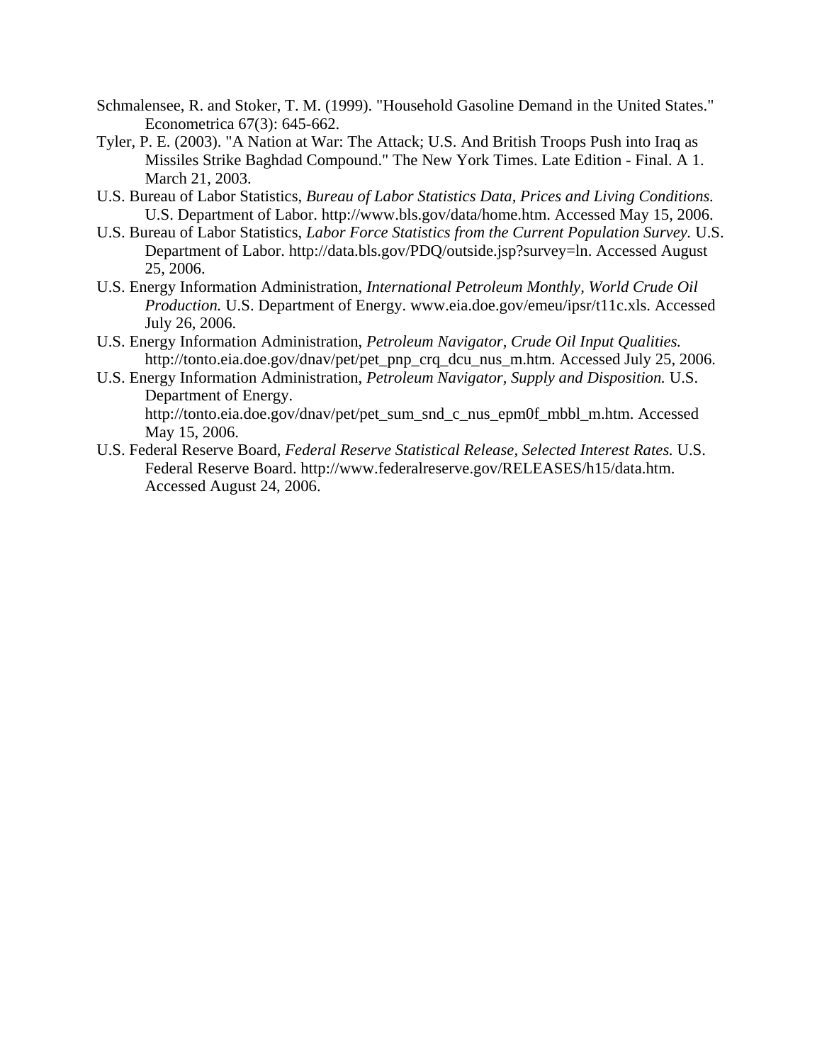Schmalensee, R. and Stoker, T. M. (1999). "Household Gasoline Demand in the United States." Econometrica 67(3): 645-662.

Tyler, P. E. (2003). "A Nation at War: The Attack; U.S. And British Troops Push into Iraq as Missiles Strike Baghdad Compound." The New York Times. Late Edition - Final. A 1. March 21, 2003.

U.S. Bureau of Labor Statistics, *Bureau of Labor Statistics Data, Prices and Living Conditions.* U.S. Department of Labor. http://www.bls.gov/data/home.htm. Accessed May 15, 2006.

U.S. Bureau of Labor Statistics, *Labor Force Statistics from the Current Population Survey.* U.S. Department of Labor. http://data.bls.gov/PDQ/outside.jsp?survey=ln. Accessed August 25, 2006.

U.S. Energy Information Administration, *International Petroleum Monthly, World Crude Oil Production.* U.S. Department of Energy. www.eia.doe.gov/emeu/ipsr/t11c.xls. Accessed July 26, 2006.

U.S. Energy Information Administration, *Petroleum Navigator, Crude Oil Input Qualities.* http://tonto.eia.doe.gov/dnav/pet/pet_pnp_crq_dcu_nus_m.htm. Accessed July 25, 2006.

U.S. Energy Information Administration, *Petroleum Navigator, Supply and Disposition.* U.S. Department of Energy. http://tonto.eia.doe.gov/dnav/pet/pet_sum_snd_c_nus_epm0f_mbbl_m.htm. Accessed May 15, 2006.

U.S. Federal Reserve Board, *Federal Reserve Statistical Release, Selected Interest Rates.* U.S. Federal Reserve Board. http://www.federalreserve.gov/RELEASES/h15/data.htm. Accessed August 24, 2006.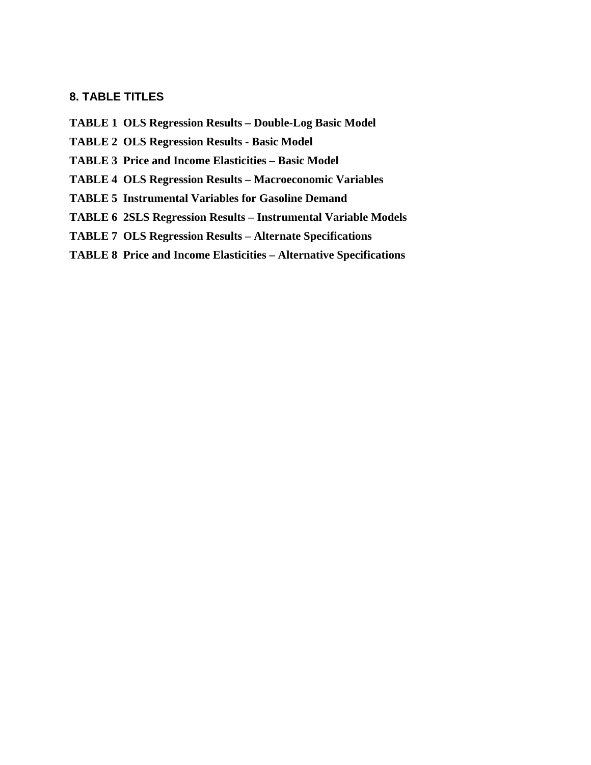## 8. TABLE TITLES

**TABLE 1 OLS Regression Results – Double-Log Basic Model**

**TABLE 2 OLS Regression Results - Basic Model**

**TABLE 3 Price and Income Elasticities – Basic Model**

**TABLE 4 OLS Regression Results – Macroeconomic Variables**

**TABLE 5 Instrumental Variables for Gasoline Demand**

**TABLE 6 2SLS Regression Results – Instrumental Variable Models**

**TABLE 7 OLS Regression Results – Alternate Specifications**

**TABLE 8 Price and Income Elasticities – Alternative Specifications**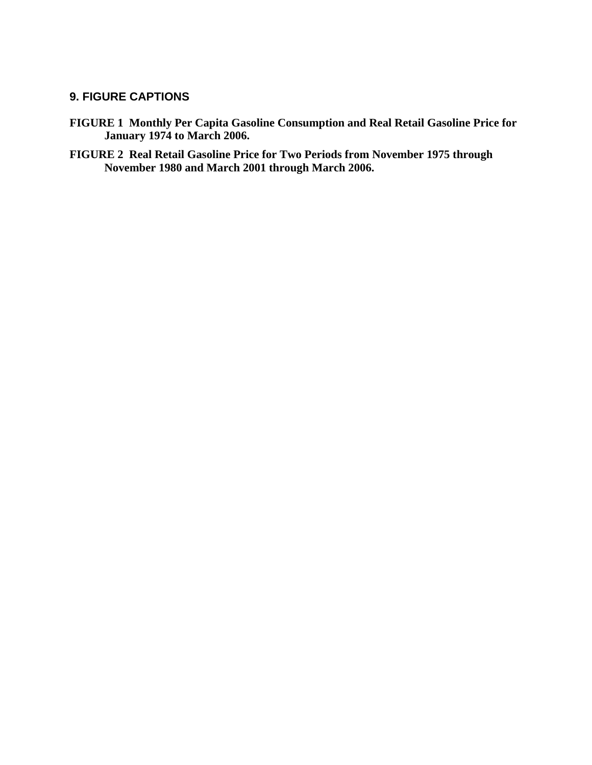## 9. FIGURE CAPTIONS

**FIGURE 1 Monthly Per Capita Gasoline Consumption and Real Retail Gasoline Price for January 1974 to March 2006.**

**FIGURE 2 Real Retail Gasoline Price for Two Periods from November 1975 through November 1980 and March 2001 through March 2006.**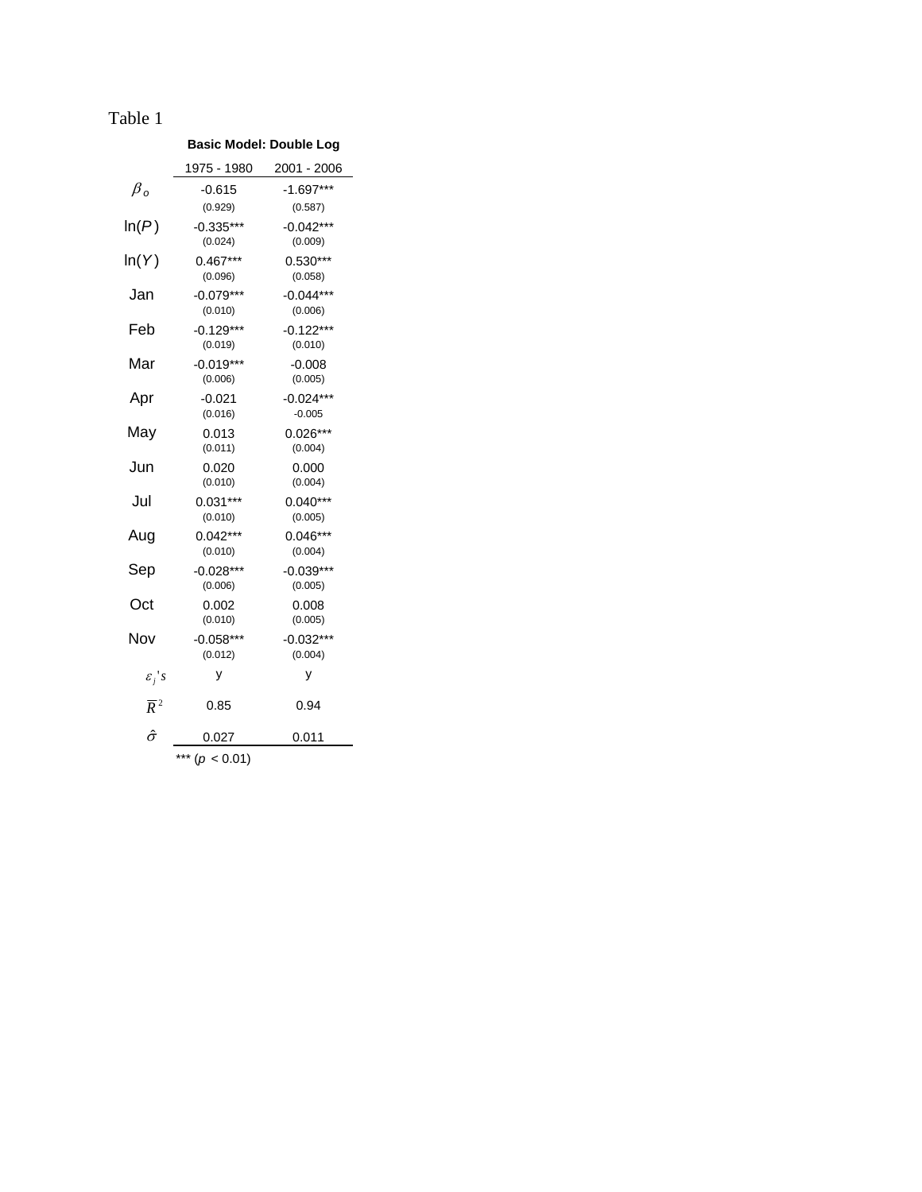Table 1

**Basic Model: Double Log**

| | 1975 - 1980 | 2001 - 2006 |
|---|---|---|
| $\beta_o$ | -0.615 | -1.697*** |
| | (0.929) | (0.587) |
| $\ln(P)$ | -0.335*** | -0.042*** |
| | (0.024) | (0.009) |
| $\ln(Y)$ | 0.467*** | 0.530*** |
| | (0.096) | (0.058) |
| Jan | -0.079*** | -0.044*** |
| | (0.010) | (0.006) |
| Feb | -0.129*** | -0.122*** |
| | (0.019) | (0.010) |
| Mar | -0.019*** | -0.008 |
| | (0.006) | (0.005) |
| Apr | -0.021 | -0.024*** |
| | (0.016) | -0.005 |
| May | 0.013 | 0.026*** |
| | (0.011) | (0.004) |
| Jun | 0.020 | 0.000 |
| | (0.010) | (0.004) |
| Jul | 0.031*** | 0.040*** |
| | (0.010) | (0.005) |
| Aug | 0.042*** | 0.046*** |
| | (0.010) | (0.004) |
| Sep | -0.028*** | -0.039*** |
| | (0.006) | (0.005) |
| Oct | 0.002 | 0.008 |
| | (0.010) | (0.005) |
| Nov | -0.058*** | -0.032*** |
| | (0.012) | (0.004) |
| $\varepsilon_j$'s | y | y |
| $\overline{R}^2$ | 0.85 | 0.94 |
| $\hat{\sigma}$ | 0.027 | 0.011 |

*** ($p < 0.01$)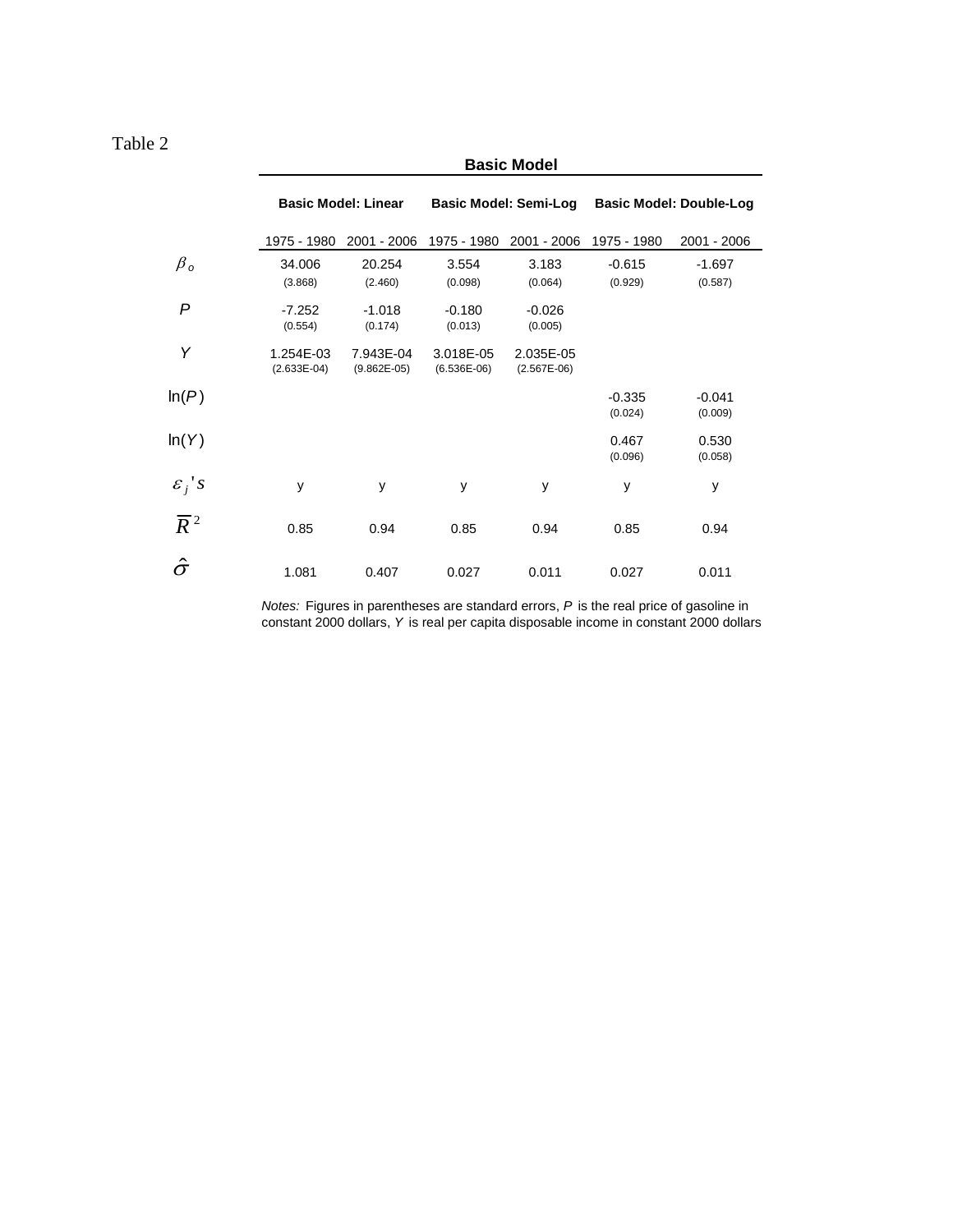Table 2

| | **Basic Model** | | | | | |
|---|---|---|---|---|---|---|
| | **Basic Model: Linear** | | **Basic Model: Semi-Log** | | **Basic Model: Double-Log** | |
| | 1975 - 1980 | 2001 - 2006 | 1975 - 1980 | 2001 - 2006 | 1975 - 1980 | 2001 - 2006 |
| $\beta_o$ | 34.006 | 20.254 | 3.554 | 3.183 | -0.615 | -1.697 |
| | (3.868) | (2.460) | (0.098) | (0.064) | (0.929) | (0.587) |
| $P$ | -7.252 | -1.018 | -0.180 | -0.026 | | |
| | (0.554) | (0.174) | (0.013) | (0.005) | | |
| $Y$ | 1.254E-03 | 7.943E-04 | 3.018E-05 | 2.035E-05 | | |
| | (2.633E-04) | (9.862E-05) | (6.536E-06) | (2.567E-06) | | |
| $\ln(P)$ | | | | | -0.335 | -0.041 |
| | | | | | (0.024) | (0.009) |
| $\ln(Y)$ | | | | | 0.467 | 0.530 |
| | | | | | (0.096) | (0.058) |
| $\varepsilon_j$'s | y | y | y | y | y | y |
| $\overline{R}^2$ | 0.85 | 0.94 | 0.85 | 0.94 | 0.85 | 0.94 |
| $\hat{\sigma}$ | 1.081 | 0.407 | 0.027 | 0.011 | 0.027 | 0.011 |

*Notes:* Figures in parentheses are standard errors, $P$ is the real price of gasoline in constant 2000 dollars, $Y$ is real per capita disposable income in constant 2000 dollars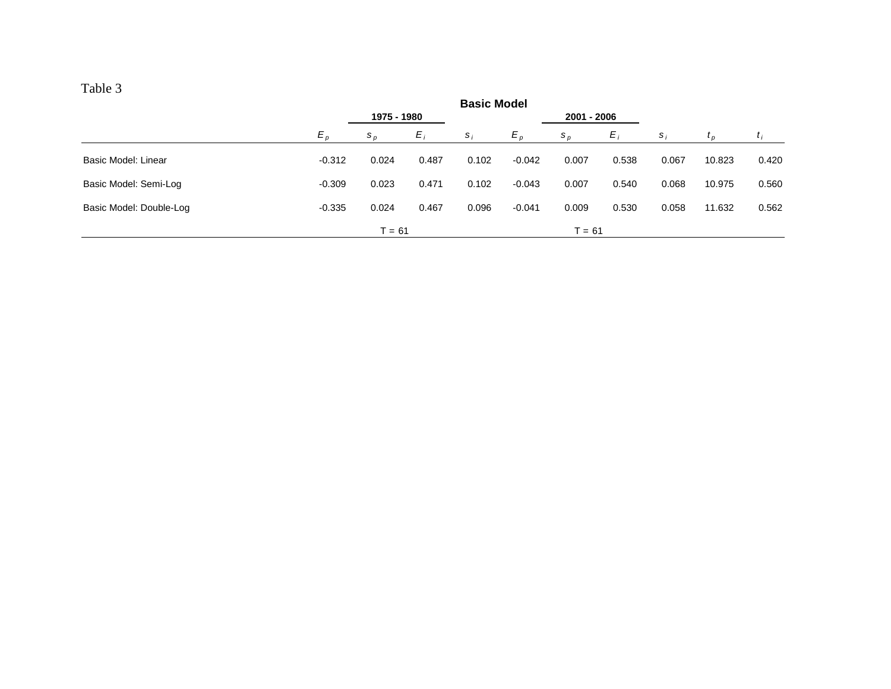Table 3

| | Basic Model | | | | | | | | | |
|---|---|---|---|---|---|---|---|---|---|---|
| | | 1975 - 1980 | | | | 2001 - 2006 | | | | |
| | $E_p$ | $s_p$ | $E_i$ | $s_i$ | $E_p$ | $s_p$ | $E_i$ | $s_i$ | $t_p$ | $t_i$ |
| Basic Model: Linear | -0.312 | 0.024 | 0.487 | 0.102 | -0.042 | 0.007 | 0.538 | 0.067 | 10.823 | 0.420 |
| Basic Model: Semi-Log | -0.309 | 0.023 | 0.471 | 0.102 | -0.043 | 0.007 | 0.540 | 0.068 | 10.975 | 0.560 |
| Basic Model: Double-Log | -0.335 | 0.024 | 0.467 | 0.096 | -0.041 | 0.009 | 0.530 | 0.058 | 11.632 | 0.562 |
| | | T = 61 | | | | T = 61 | | | | |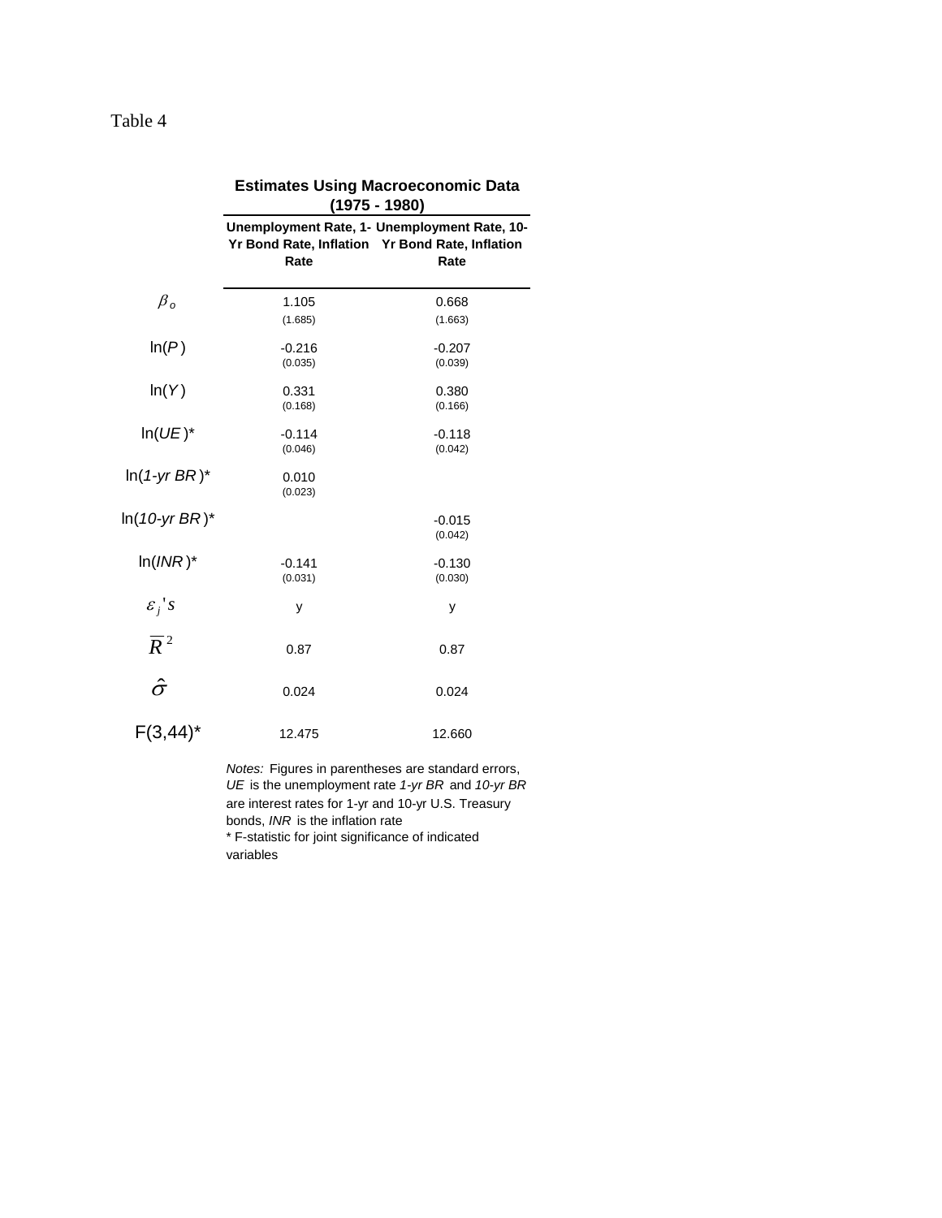Table 4

| | Estimates Using Macroeconomic Data (1975 - 1980) | |
|---|---|---|
| | **Unemployment Rate, 1-Yr Bond Rate, Inflation Rate** | **Unemployment Rate, 10-Yr Bond Rate, Inflation Rate** |
| $\beta_o$ | 1.105<br>(1.685) | 0.668<br>(1.663) |
| ln(*P*) | -0.216<br>(0.035) | -0.207<br>(0.039) |
| ln(*Y*) | 0.331<br>(0.168) | 0.380<br>(0.166) |
| ln(*UE*)* | -0.114<br>(0.046) | -0.118<br>(0.042) |
| ln(*1-yr BR*)* | 0.010<br>(0.023) | |
| ln(*10-yr BR*)* | | -0.015<br>(0.042) |
| ln(*INR*)* | -0.141<br>(0.031) | -0.130<br>(0.030) |
| $\varepsilon_j$'s | y | y |
| $\overline{R}^2$ | 0.87 | 0.87 |
| $\hat{\sigma}$ | 0.024 | 0.024 |
| F(3,44)* | 12.475 | 12.660 |

*Notes:* Figures in parentheses are standard errors, *UE* is the unemployment rate *1-yr BR* and *10-yr BR* are interest rates for 1-yr and 10-yr U.S. Treasury bonds, *INR* is the inflation rate

\* F-statistic for joint significance of indicated variables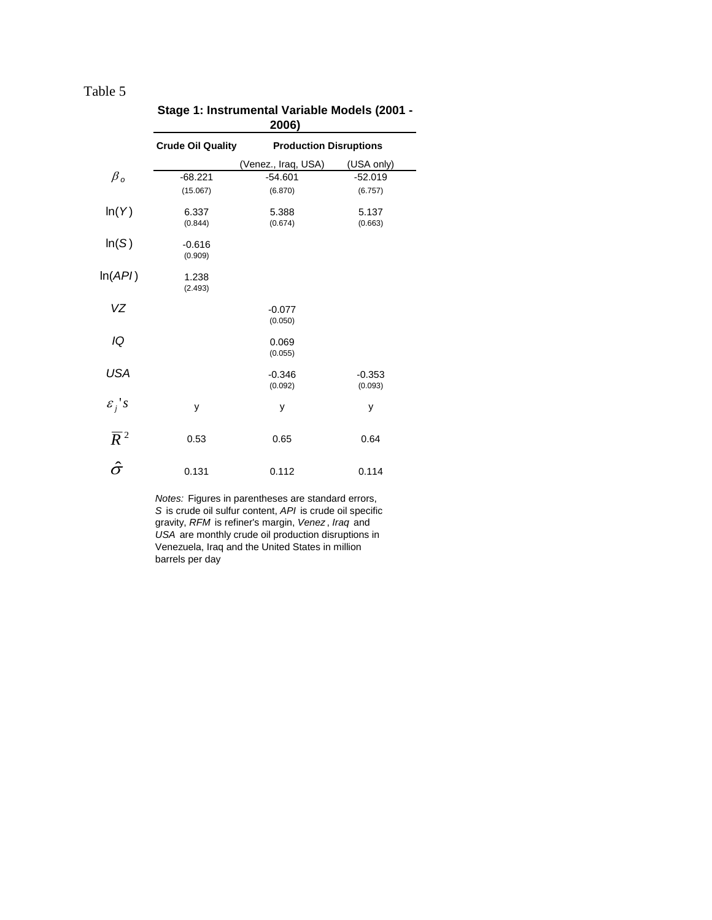Table 5

**Stage 1: Instrumental Variable Models (2001 - 2006)**

| | **Crude Oil Quality** | **Production Disruptions** | |
|---|---|---|---|
| | | (Venez., Iraq, USA) | (USA only) |
| $\beta_o$ | -68.221 | -54.601 | -52.019 |
| | (15.067) | (6.870) | (6.757) |
| $\ln(Y)$ | 6.337 | 5.388 | 5.137 |
| | (0.844) | (0.674) | (0.663) |
| $\ln(S)$ | -0.616 | | |
| | (0.909) | | |
| $\ln(API)$ | 1.238 | | |
| | (2.493) | | |
| $VZ$ | | -0.077 | |
| | | (0.050) | |
| $IQ$ | | 0.069 | |
| | | (0.055) | |
| $USA$ | | -0.346 | -0.353 |
| | | (0.092) | (0.093) |
| $\varepsilon_j$'s | y | y | y |
| $\overline{R}^2$ | 0.53 | 0.65 | 0.64 |
| $\hat{\sigma}$ | 0.131 | 0.112 | 0.114 |

*Notes:* Figures in parentheses are standard errors, *S* is crude oil sulfur content, *API* is crude oil specific gravity, *RFM* is refiner's margin, *Venez*, *Iraq* and *USA* are monthly crude oil production disruptions in Venezuela, Iraq and the United States in million barrels per day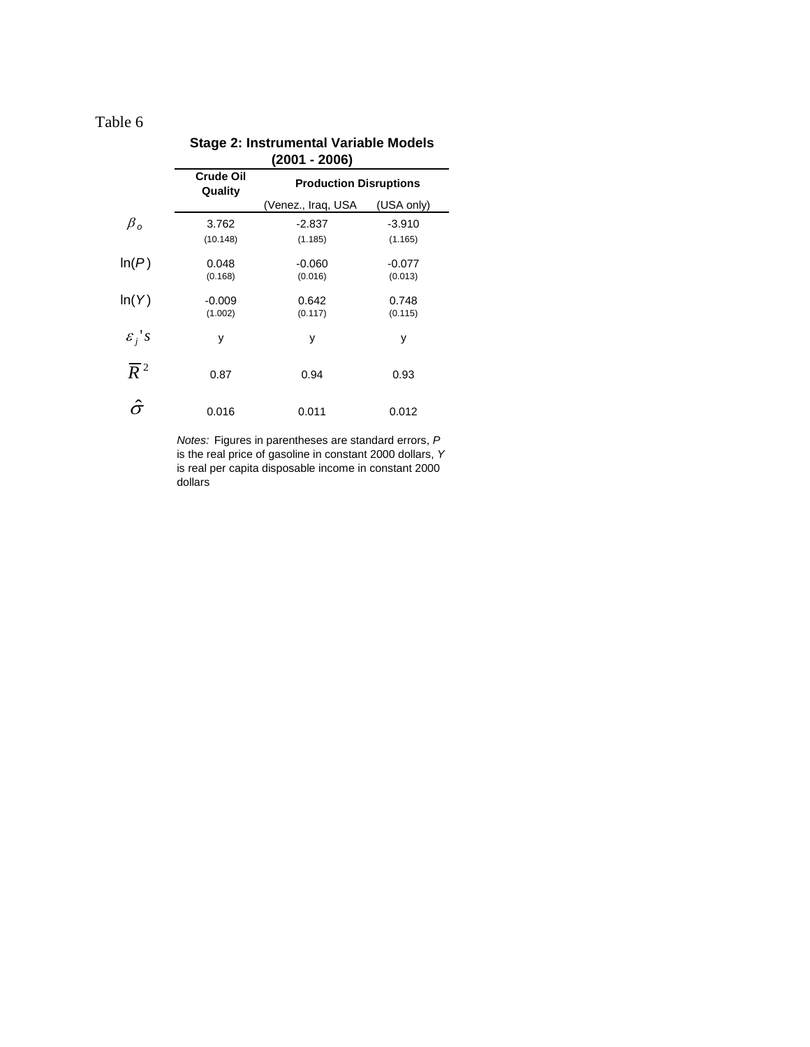Table 6

**Stage 2: Instrumental Variable Models (2001 - 2006)**

| | **Crude Oil Quality** | **Production Disruptions** | |
|---|---|---|---|
| | | (Venez., Iraq, USA | (USA only) |
| $\beta_o$ | 3.762 | -2.837 | -3.910 |
| | (10.148) | (1.185) | (1.165) |
| $\ln(P)$ | 0.048 | -0.060 | -0.077 |
| | (0.168) | (0.016) | (0.013) |
| $\ln(Y)$ | -0.009 | 0.642 | 0.748 |
| | (1.002) | (0.117) | (0.115) |
| $\varepsilon_j$'s | y | y | y |
| $\overline{R}^2$ | 0.87 | 0.94 | 0.93 |
| $\hat{\sigma}$ | 0.016 | 0.011 | 0.012 |

*Notes:* Figures in parentheses are standard errors, $P$ is the real price of gasoline in constant 2000 dollars, $Y$ is real per capita disposable income in constant 2000 dollars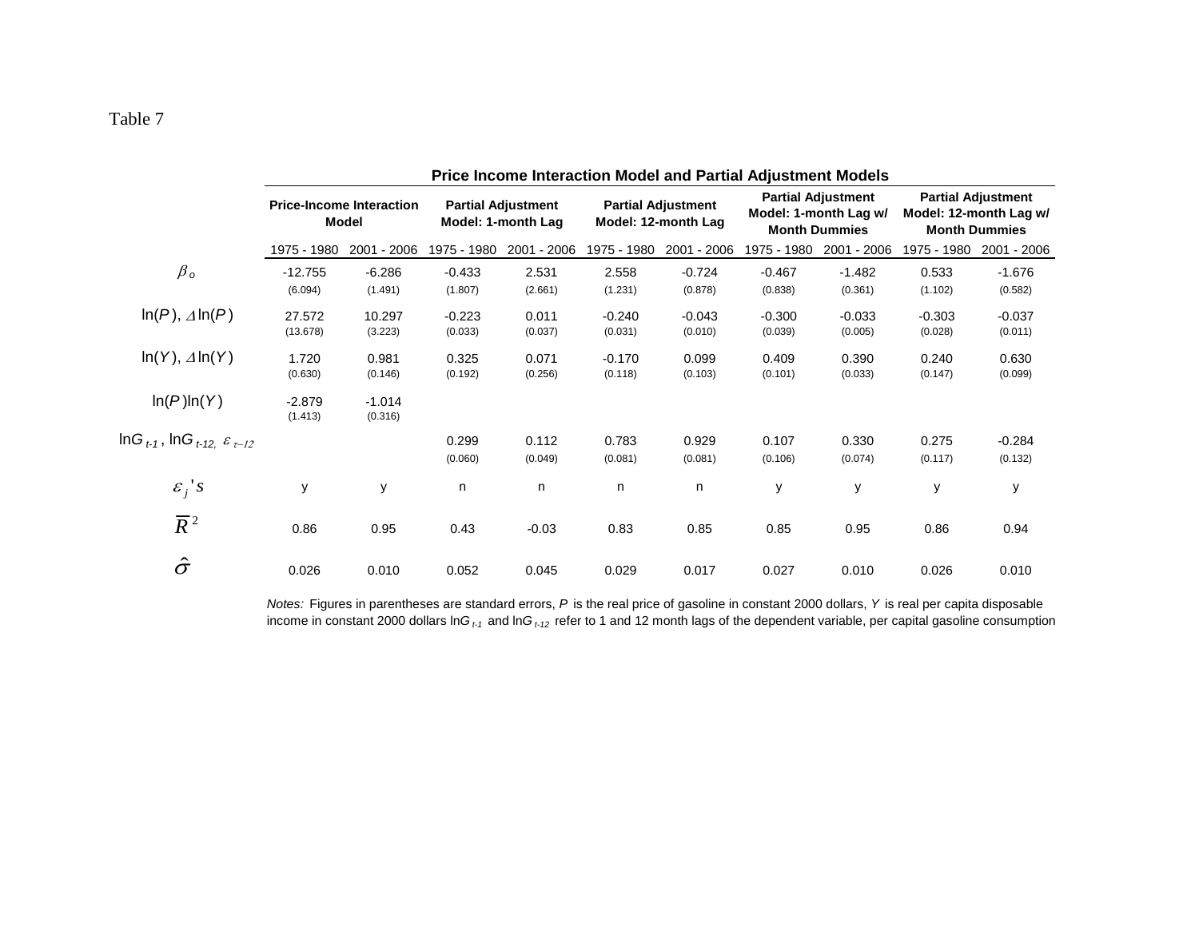Table 7

| | Price Income Interaction Model and Partial Adjustment Models | | | | | | | | | |
|---|---|---|---|---|---|---|---|---|---|---|
| | Price-Income Interaction Model | | Partial Adjustment Model: 1-month Lag | | Partial Adjustment Model: 12-month Lag | | Partial Adjustment Model: 1-month Lag w/ Month Dummies | | Partial Adjustment Model: 12-month Lag w/ Month Dummies | |
| | 1975 - 1980 | 2001 - 2006 | 1975 - 1980 | 2001 - 2006 | 1975 - 1980 | 2001 - 2006 | 1975 - 1980 | 2001 - 2006 | 1975 - 1980 | 2001 - 2006 |
| $\beta_o$ | -12.755 | -6.286 | -0.433 | 2.531 | 2.558 | -0.724 | -0.467 | -1.482 | 0.533 | -1.676 |
| | (6.094) | (1.491) | (1.807) | (2.661) | (1.231) | (0.878) | (0.838) | (0.361) | (1.102) | (0.582) |
| $\ln(P)$, $\Delta\ln(P)$ | 27.572 | 10.297 | -0.223 | 0.011 | -0.240 | -0.043 | -0.300 | -0.033 | -0.303 | -0.037 |
| | (13.678) | (3.223) | (0.033) | (0.037) | (0.031) | (0.010) | (0.039) | (0.005) | (0.028) | (0.011) |
| $\ln(Y)$, $\Delta\ln(Y)$ | 1.720 | 0.981 | 0.325 | 0.071 | -0.170 | 0.099 | 0.409 | 0.390 | 0.240 | 0.630 |
| | (0.630) | (0.146) | (0.192) | (0.256) | (0.118) | (0.103) | (0.101) | (0.033) | (0.147) | (0.099) |
| $\ln(P)\ln(Y)$ | -2.879 | -1.014 | | | | | | | | |
| | (1.413) | (0.316) | | | | | | | | |
| $\ln G_{t-1}$, $\ln G_{t-12}$, $\varepsilon_{\tau-12}$ | | | 0.299 | 0.112 | 0.783 | 0.929 | 0.107 | 0.330 | 0.275 | -0.284 |
| | | | (0.060) | (0.049) | (0.081) | (0.081) | (0.106) | (0.074) | (0.117) | (0.132) |
| $\varepsilon_j$'s | y | y | n | n | n | n | y | y | y | y |
| $\overline{R}^2$ | 0.86 | 0.95 | 0.43 | -0.03 | 0.83 | 0.85 | 0.85 | 0.95 | 0.86 | 0.94 |
| $\hat{\sigma}$ | 0.026 | 0.010 | 0.052 | 0.045 | 0.029 | 0.017 | 0.027 | 0.010 | 0.026 | 0.010 |

*Notes:* Figures in parentheses are standard errors, $P$ is the real price of gasoline in constant 2000 dollars, $Y$ is real per capita disposable income in constant 2000 dollars $\ln G_{t-1}$ and $\ln G_{t-12}$ refer to 1 and 12 month lags of the dependent variable, per capital gasoline consumption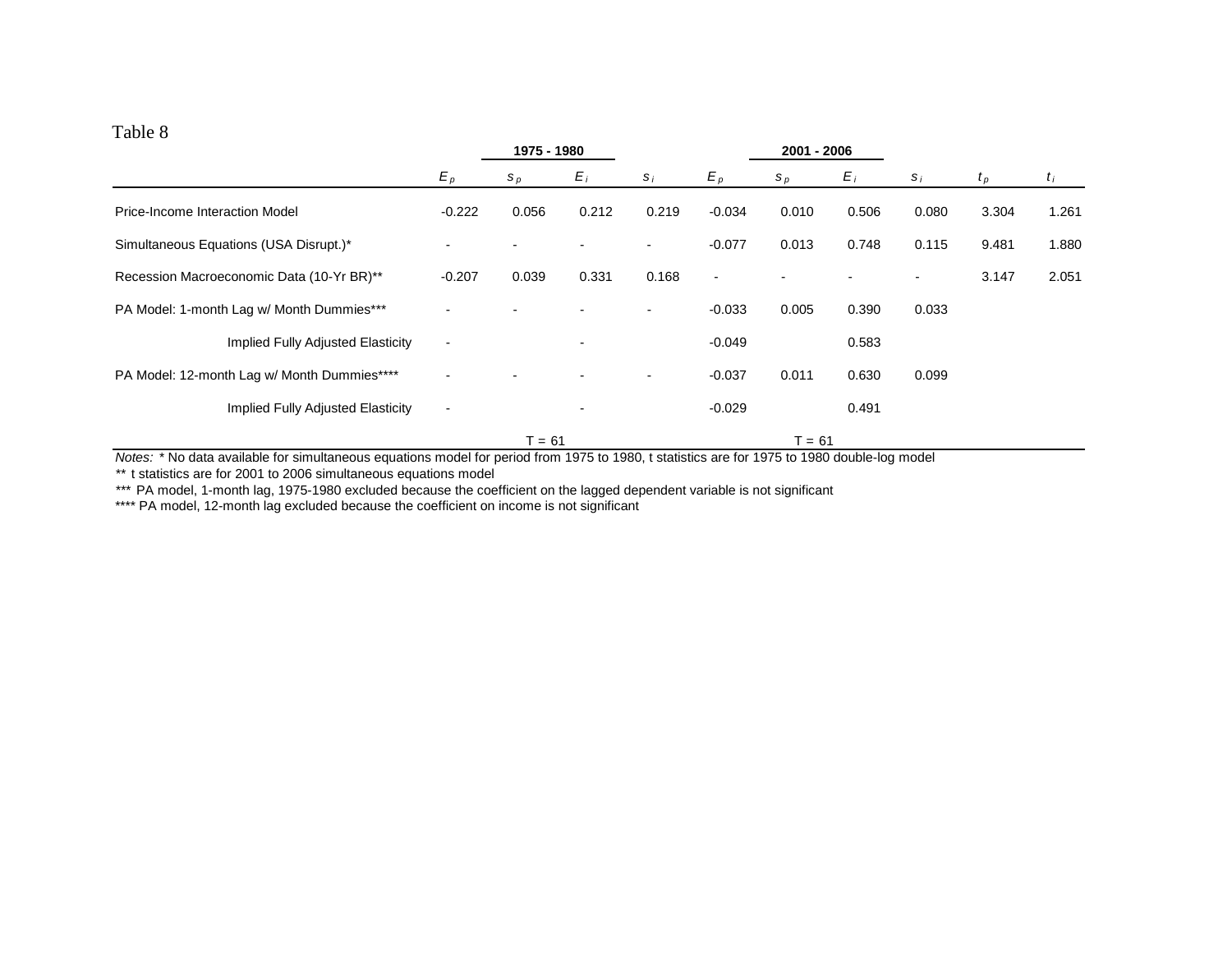Table 8

| | 1975 - 1980 | | | | 2001 - 2006 | | | | | |
|---|---|---|---|---|---|---|---|---|---|---|
| | $E_p$ | $s_p$ | $E_i$ | $s_i$ | $E_p$ | $s_p$ | $E_i$ | $s_i$ | $t_p$ | $t_i$ |
| Price-Income Interaction Model | -0.222 | 0.056 | 0.212 | 0.219 | -0.034 | 0.010 | 0.506 | 0.080 | 3.304 | 1.261 |
| Simultaneous Equations (USA Disrupt.)* | - | - | - | - | -0.077 | 0.013 | 0.748 | 0.115 | 9.481 | 1.880 |
| Recession Macroeconomic Data (10-Yr BR)** | -0.207 | 0.039 | 0.331 | 0.168 | - | - | - | - | 3.147 | 2.051 |
| PA Model: 1-month Lag w/ Month Dummies*** | - | - | - | - | -0.033 | 0.005 | 0.390 | 0.033 | | |
| Implied Fully Adjusted Elasticity | - | | - | | -0.049 | | 0.583 | | | |
| PA Model: 12-month Lag w/ Month Dummies**** | - | - | - | - | -0.037 | 0.011 | 0.630 | 0.099 | | |
| Implied Fully Adjusted Elasticity | - | | - | | -0.029 | | 0.491 | | | |
| | | T = 61 | | | | T = 61 | | | | |

*Notes:* * No data available for simultaneous equations model for period from 1975 to 1980, t statistics are for 1975 to 1980 double-log model

** t statistics are for 2001 to 2006 simultaneous equations model

*** PA model, 1-month lag, 1975-1980 excluded because the coefficient on the lagged dependent variable is not significant

**** PA model, 12-month lag excluded because the coefficient on income is not significant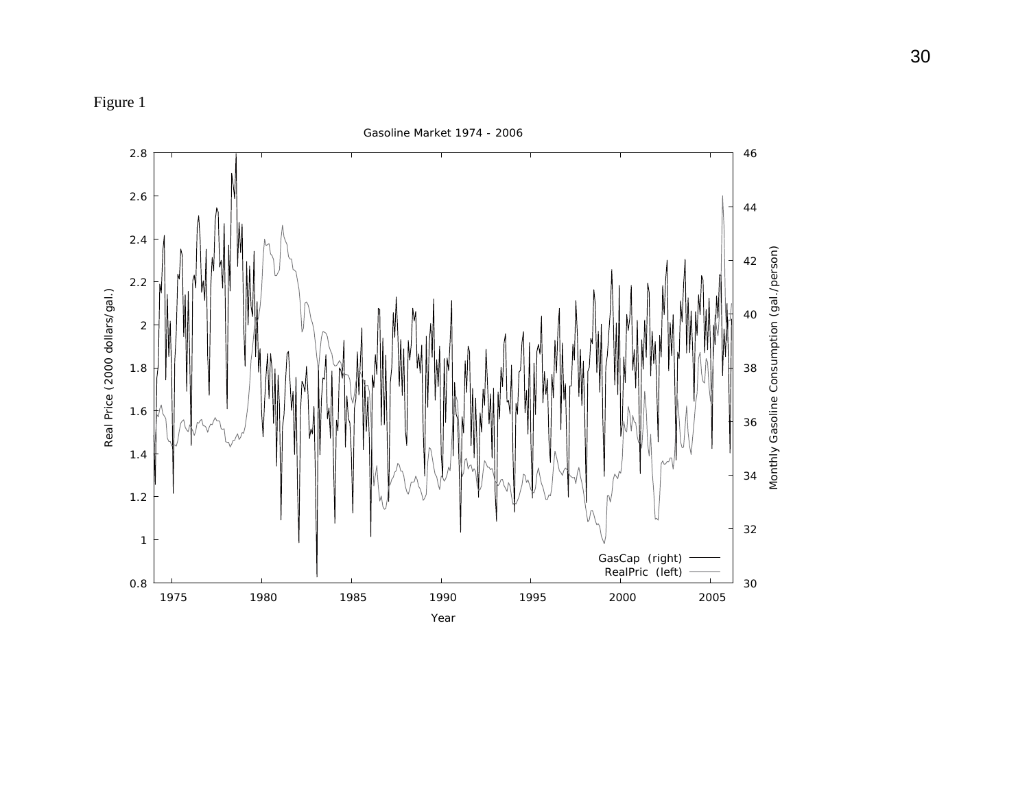Figure 1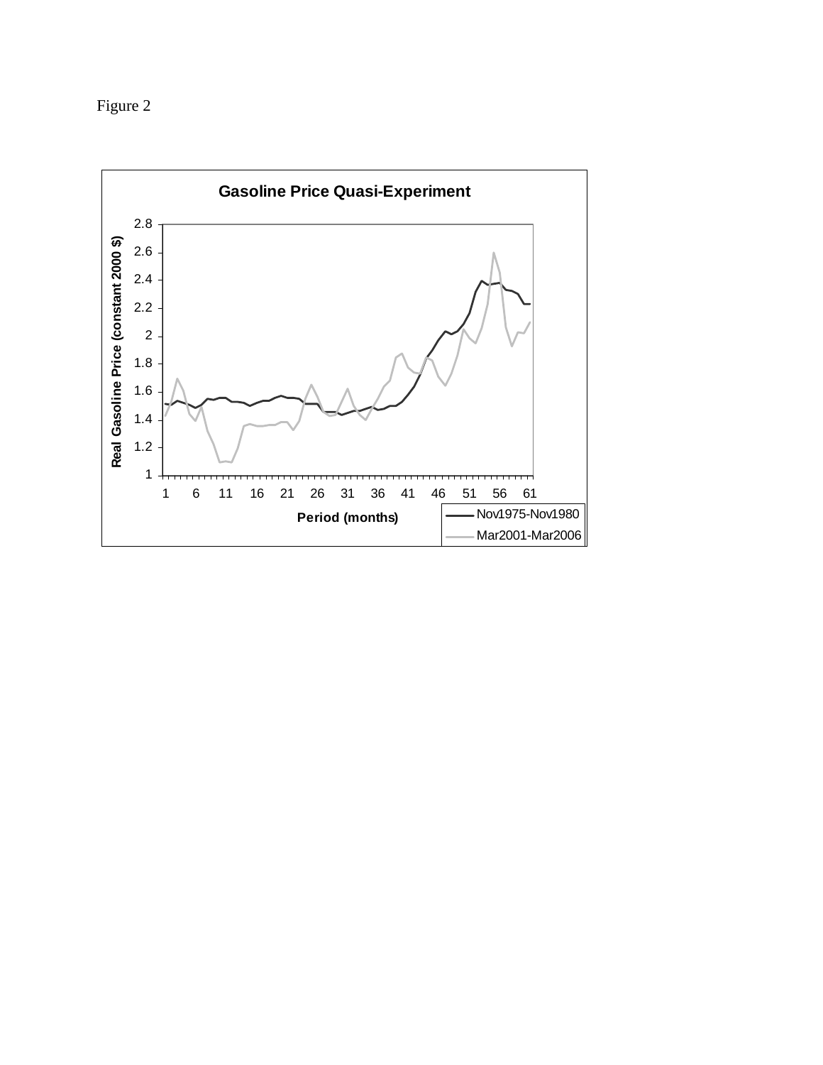Figure 2

Gasoline Price Quasi-Experiment

Real Gasoline Price (constant 2000 $)

Period (months)

Nov1975-Nov1980

Mar2001-Mar2006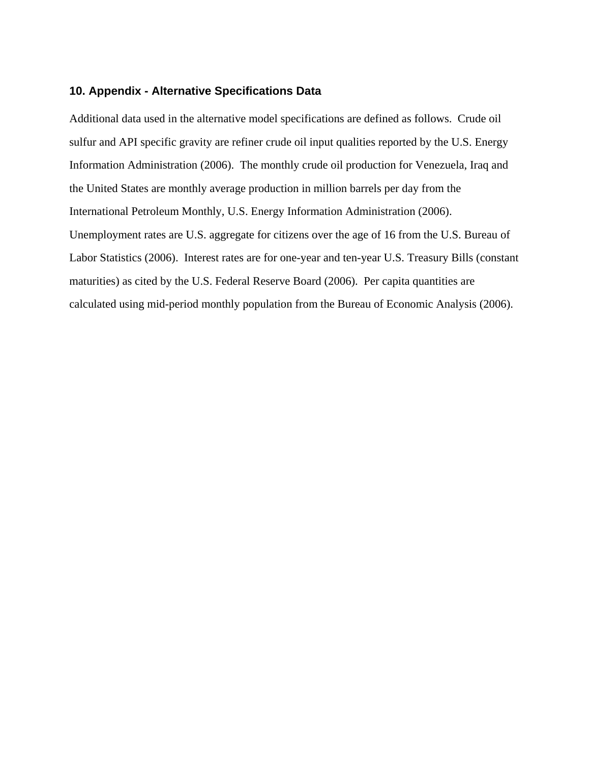## 10. Appendix - Alternative Specifications Data

Additional data used in the alternative model specifications are defined as follows. Crude oil sulfur and API specific gravity are refiner crude oil input qualities reported by the U.S. Energy Information Administration (2006). The monthly crude oil production for Venezuela, Iraq and the United States are monthly average production in million barrels per day from the International Petroleum Monthly, U.S. Energy Information Administration (2006). Unemployment rates are U.S. aggregate for citizens over the age of 16 from the U.S. Bureau of Labor Statistics (2006). Interest rates are for one-year and ten-year U.S. Treasury Bills (constant maturities) as cited by the U.S. Federal Reserve Board (2006). Per capita quantities are calculated using mid-period monthly population from the Bureau of Economic Analysis (2006).